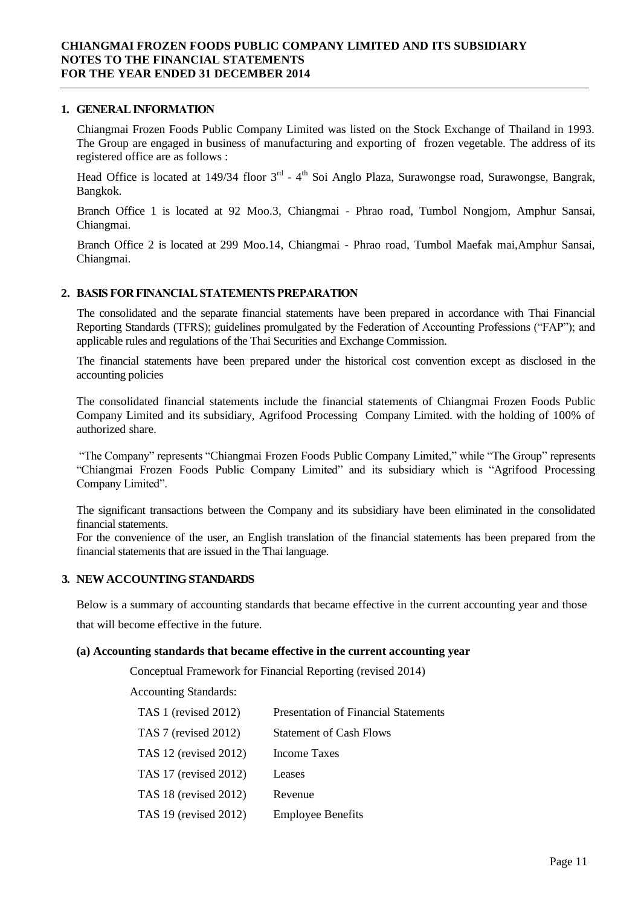# CHIANGMAI FROZEN FOODS PUBLIC COMPANY LIMITED AND ITS SUBSIDIARY
# NOTES TO THE FINANCIAL STATEMENTS
# FOR THE YEAR ENDED 31 DECEMBER 2014

## 1. GENERAL INFORMATION

Chiangmai Frozen Foods Public Company Limited was listed on the Stock Exchange of Thailand in 1993. The Group are engaged in business of manufacturing and exporting of frozen vegetable. The address of its registered office are as follows :

Head Office is located at 149/34 floor 3rd - 4th Soi Anglo Plaza, Surawongse road, Surawongse, Bangrak, Bangkok.

Branch Office 1 is located at 92 Moo.3, Chiangmai - Phrao road, Tumbol Nongjom, Amphur Sansai, Chiangmai.

Branch Office 2 is located at 299 Moo.14, Chiangmai - Phrao road, Tumbol Maefak mai,Amphur Sansai, Chiangmai.

## 2. BASIS FOR FINANCIAL STATEMENTS PREPARATION

The consolidated and the separate financial statements have been prepared in accordance with Thai Financial Reporting Standards (TFRS); guidelines promulgated by the Federation of Accounting Professions ("FAP"); and applicable rules and regulations of the Thai Securities and Exchange Commission.

The financial statements have been prepared under the historical cost convention except as disclosed in the accounting policies

The consolidated financial statements include the financial statements of Chiangmai Frozen Foods Public Company Limited and its subsidiary, Agrifood Processing Company Limited. with the holding of 100% of authorized share.

"The Company" represents "Chiangmai Frozen Foods Public Company Limited," while "The Group" represents "Chiangmai Frozen Foods Public Company Limited" and its subsidiary which is "Agrifood Processing Company Limited".

The significant transactions between the Company and its subsidiary have been eliminated in the consolidated financial statements.

For the convenience of the user, an English translation of the financial statements has been prepared from the financial statements that are issued in the Thai language.

## 3. NEW ACCOUNTING STANDARDS

Below is a summary of accounting standards that became effective in the current accounting year and those that will become effective in the future.

### (a) Accounting standards that became effective in the current accounting year

Conceptual Framework for Financial Reporting (revised 2014)

Accounting Standards:

| | |
|---|---|
| TAS 1 (revised 2012) | Presentation of Financial Statements |
| TAS 7 (revised 2012) | Statement of Cash Flows |
| TAS 12 (revised 2012) | Income Taxes |
| TAS 17 (revised 2012) | Leases |
| TAS 18 (revised 2012) | Revenue |
| TAS 19 (revised 2012) | Employee Benefits |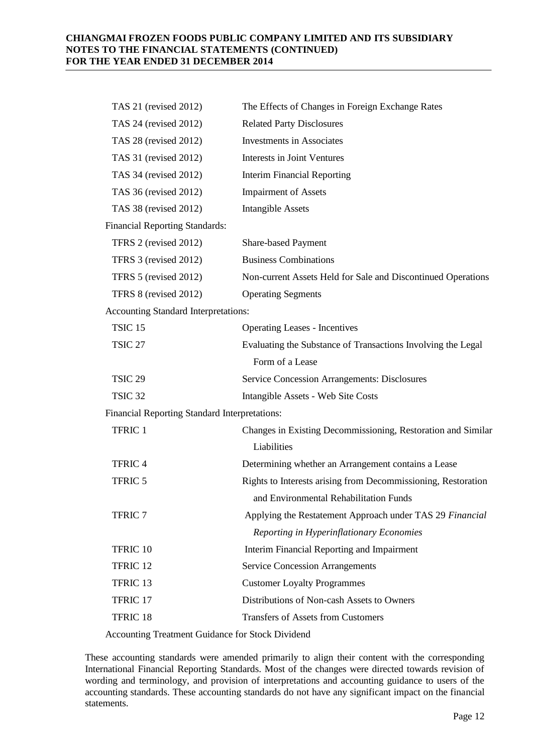| | |
|---|---|
| TAS 21 (revised 2012) | The Effects of Changes in Foreign Exchange Rates |
| TAS 24 (revised 2012) | Related Party Disclosures |
| TAS 28 (revised 2012) | Investments in Associates |
| TAS 31 (revised 2012) | Interests in Joint Ventures |
| TAS 34 (revised 2012) | Interim Financial Reporting |
| TAS 36 (revised 2012) | Impairment of Assets |
| TAS 38 (revised 2012) | Intangible Assets |
| **Financial Reporting Standards:** | |
| TFRS 2 (revised 2012) | Share-based Payment |
| TFRS 3 (revised 2012) | Business Combinations |
| TFRS 5 (revised 2012) | Non-current Assets Held for Sale and Discontinued Operations |
| TFRS 8 (revised 2012) | Operating Segments |
| **Accounting Standard Interpretations:** | |
| TSIC 15 | Operating Leases - Incentives |
| TSIC 27 | Evaluating the Substance of Transactions Involving the Legal Form of a Lease |
| TSIC 29 | Service Concession Arrangements: Disclosures |
| TSIC 32 | Intangible Assets - Web Site Costs |
| **Financial Reporting Standard Interpretations:** | |
| TFRIC 1 | Changes in Existing Decommissioning, Restoration and Similar Liabilities |
| TFRIC 4 | Determining whether an Arrangement contains a Lease |
| TFRIC 5 | Rights to Interests arising from Decommissioning, Restoration and Environmental Rehabilitation Funds |
| TFRIC 7 | Applying the Restatement Approach under TAS 29 *Financial Reporting in Hyperinflationary Economies* |
| TFRIC 10 | Interim Financial Reporting and Impairment |
| TFRIC 12 | Service Concession Arrangements |
| TFRIC 13 | Customer Loyalty Programmes |
| TFRIC 17 | Distributions of Non-cash Assets to Owners |
| TFRIC 18 | Transfers of Assets from Customers |
| Accounting Treatment Guidance for Stock Dividend | |

These accounting standards were amended primarily to align their content with the corresponding International Financial Reporting Standards. Most of the changes were directed towards revision of wording and terminology, and provision of interpretations and accounting guidance to users of the accounting standards. These accounting standards do not have any significant impact on the financial statements.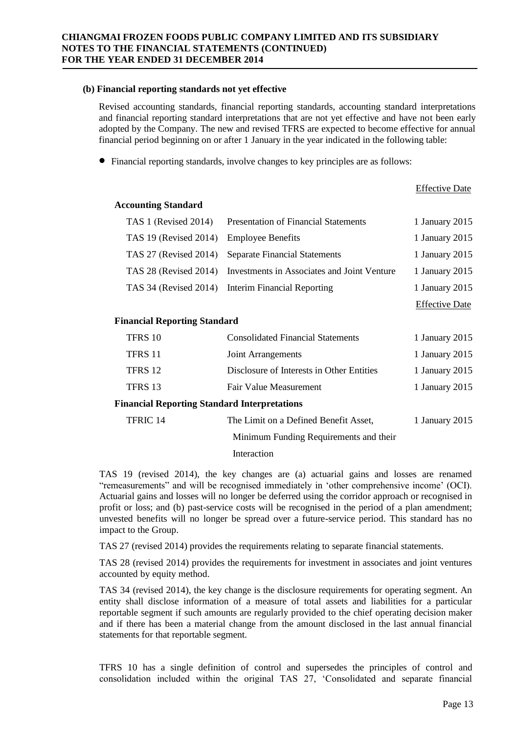**(b) Financial reporting standards not yet effective**

Revised accounting standards, financial reporting standards, accounting standard interpretations and financial reporting standard interpretations that are not yet effective and have not been early adopted by the Company. The new and revised TFRS are expected to become effective for annual financial period beginning on or after 1 January in the year indicated in the following table:

- Financial reporting standards, involve changes to key principles are as follows:

| | | Effective Date |
|---|---|---|
| **Accounting Standard** | | |
| TAS 1 (Revised 2014) | Presentation of Financial Statements | 1 January 2015 |
| TAS 19 (Revised 2014) | Employee Benefits | 1 January 2015 |
| TAS 27 (Revised 2014) | Separate Financial Statements | 1 January 2015 |
| TAS 28 (Revised 2014) | Investments in Associates and Joint Venture | 1 January 2015 |
| TAS 34 (Revised 2014) | Interim Financial Reporting | 1 January 2015 |
| | | Effective Date |
| **Financial Reporting Standard** | | |
| TFRS 10 | Consolidated Financial Statements | 1 January 2015 |
| TFRS 11 | Joint Arrangements | 1 January 2015 |
| TFRS 12 | Disclosure of Interests in Other Entities | 1 January 2015 |
| TFRS 13 | Fair Value Measurement | 1 January 2015 |
| **Financial Reporting Standard Interpretations** | | |
| TFRIC 14 | The Limit on a Defined Benefit Asset, Minimum Funding Requirements and their Interaction | 1 January 2015 |

TAS 19 (revised 2014), the key changes are (a) actuarial gains and losses are renamed "remeasurements" and will be recognised immediately in 'other comprehensive income' (OCI). Actuarial gains and losses will no longer be deferred using the corridor approach or recognised in profit or loss; and (b) past-service costs will be recognised in the period of a plan amendment; unvested benefits will no longer be spread over a future-service period. This standard has no impact to the Group.

TAS 27 (revised 2014) provides the requirements relating to separate financial statements.

TAS 28 (revised 2014) provides the requirements for investment in associates and joint ventures accounted by equity method.

TAS 34 (revised 2014), the key change is the disclosure requirements for operating segment. An entity shall disclose information of a measure of total assets and liabilities for a particular reportable segment if such amounts are regularly provided to the chief operating decision maker and if there has been a material change from the amount disclosed in the last annual financial statements for that reportable segment.

TFRS 10 has a single definition of control and supersedes the principles of control and consolidation included within the original TAS 27, 'Consolidated and separate financial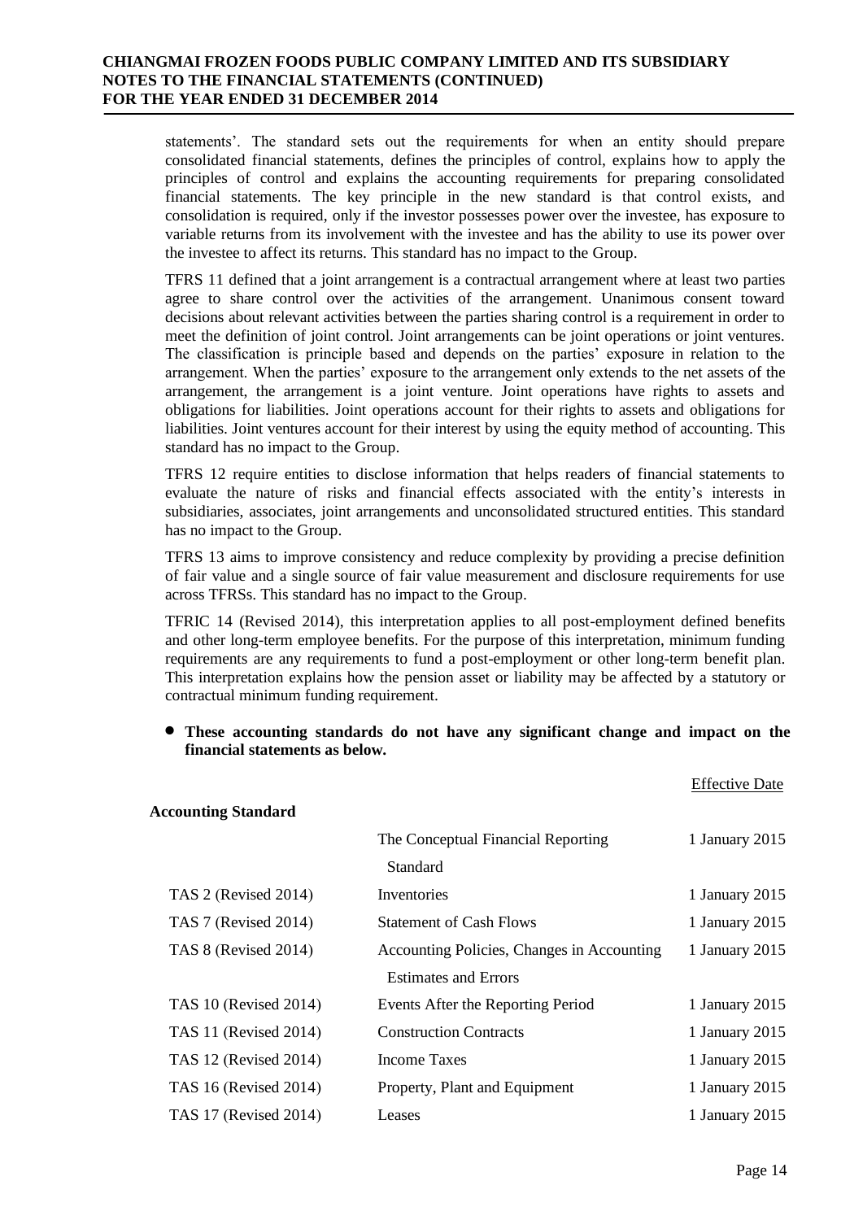statements'. The standard sets out the requirements for when an entity should prepare consolidated financial statements, defines the principles of control, explains how to apply the principles of control and explains the accounting requirements for preparing consolidated financial statements. The key principle in the new standard is that control exists, and consolidation is required, only if the investor possesses power over the investee, has exposure to variable returns from its involvement with the investee and has the ability to use its power over the investee to affect its returns. This standard has no impact to the Group.

TFRS 11 defined that a joint arrangement is a contractual arrangement where at least two parties agree to share control over the activities of the arrangement. Unanimous consent toward decisions about relevant activities between the parties sharing control is a requirement in order to meet the definition of joint control. Joint arrangements can be joint operations or joint ventures. The classification is principle based and depends on the parties' exposure in relation to the arrangement. When the parties' exposure to the arrangement only extends to the net assets of the arrangement, the arrangement is a joint venture. Joint operations have rights to assets and obligations for liabilities. Joint operations account for their rights to assets and obligations for liabilities. Joint ventures account for their interest by using the equity method of accounting. This standard has no impact to the Group.

TFRS 12 require entities to disclose information that helps readers of financial statements to evaluate the nature of risks and financial effects associated with the entity's interests in subsidiaries, associates, joint arrangements and unconsolidated structured entities. This standard has no impact to the Group.

TFRS 13 aims to improve consistency and reduce complexity by providing a precise definition of fair value and a single source of fair value measurement and disclosure requirements for use across TFRSs. This standard has no impact to the Group.

TFRIC 14 (Revised 2014), this interpretation applies to all post-employment defined benefits and other long-term employee benefits. For the purpose of this interpretation, minimum funding requirements are any requirements to fund a post-employment or other long-term benefit plan. This interpretation explains how the pension asset or liability may be affected by a statutory or contractual minimum funding requirement.

- **These accounting standards do not have any significant change and impact on the financial statements as below.**

| **Accounting Standard** | | Effective Date |
|---|---|---|
| | The Conceptual Financial Reporting Standard | 1 January 2015 |
| TAS 2 (Revised 2014) | Inventories | 1 January 2015 |
| TAS 7 (Revised 2014) | Statement of Cash Flows | 1 January 2015 |
| TAS 8 (Revised 2014) | Accounting Policies, Changes in Accounting Estimates and Errors | 1 January 2015 |
| TAS 10 (Revised 2014) | Events After the Reporting Period | 1 January 2015 |
| TAS 11 (Revised 2014) | Construction Contracts | 1 January 2015 |
| TAS 12 (Revised 2014) | Income Taxes | 1 January 2015 |
| TAS 16 (Revised 2014) | Property, Plant and Equipment | 1 January 2015 |
| TAS 17 (Revised 2014) | Leases | 1 January 2015 |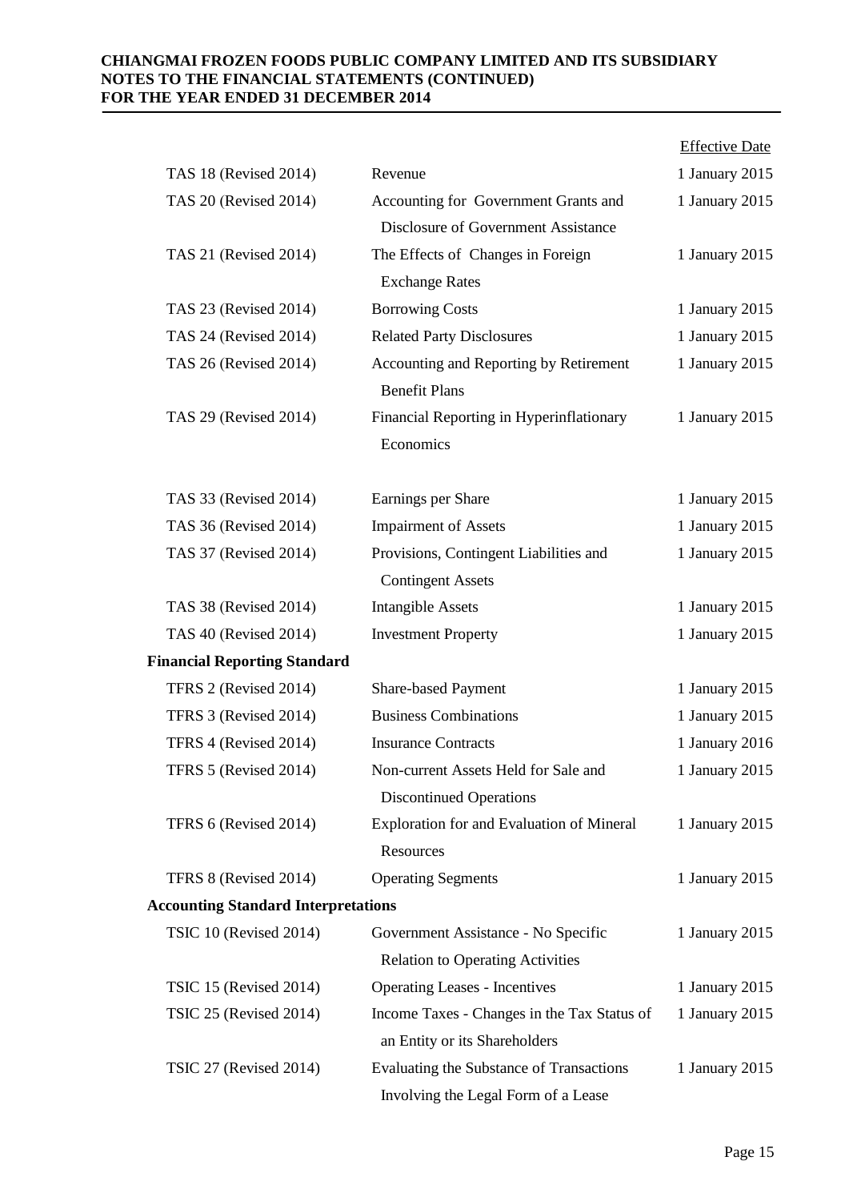| | | Effective Date |
|---|---|---|
| TAS 18 (Revised 2014) | Revenue | 1 January 2015 |
| TAS 20 (Revised 2014) | Accounting for Government Grants and Disclosure of Government Assistance | 1 January 2015 |
| TAS 21 (Revised 2014) | The Effects of Changes in Foreign Exchange Rates | 1 January 2015 |
| TAS 23 (Revised 2014) | Borrowing Costs | 1 January 2015 |
| TAS 24 (Revised 2014) | Related Party Disclosures | 1 January 2015 |
| TAS 26 (Revised 2014) | Accounting and Reporting by Retirement Benefit Plans | 1 January 2015 |
| TAS 29 (Revised 2014) | Financial Reporting in Hyperinflationary Economics | 1 January 2015 |
| TAS 33 (Revised 2014) | Earnings per Share | 1 January 2015 |
| TAS 36 (Revised 2014) | Impairment of Assets | 1 January 2015 |
| TAS 37 (Revised 2014) | Provisions, Contingent Liabilities and Contingent Assets | 1 January 2015 |
| TAS 38 (Revised 2014) | Intangible Assets | 1 January 2015 |
| TAS 40 (Revised 2014) | Investment Property | 1 January 2015 |
| **Financial Reporting Standard** | | |
| TFRS 2 (Revised 2014) | Share-based Payment | 1 January 2015 |
| TFRS 3 (Revised 2014) | Business Combinations | 1 January 2015 |
| TFRS 4 (Revised 2014) | Insurance Contracts | 1 January 2016 |
| TFRS 5 (Revised 2014) | Non-current Assets Held for Sale and Discontinued Operations | 1 January 2015 |
| TFRS 6 (Revised 2014) | Exploration for and Evaluation of Mineral Resources | 1 January 2015 |
| TFRS 8 (Revised 2014) | Operating Segments | 1 January 2015 |
| **Accounting Standard Interpretations** | | |
| TSIC 10 (Revised 2014) | Government Assistance - No Specific Relation to Operating Activities | 1 January 2015 |
| TSIC 15 (Revised 2014) | Operating Leases - Incentives | 1 January 2015 |
| TSIC 25 (Revised 2014) | Income Taxes - Changes in the Tax Status of an Entity or its Shareholders | 1 January 2015 |
| TSIC 27 (Revised 2014) | Evaluating the Substance of Transactions Involving the Legal Form of a Lease | 1 January 2015 |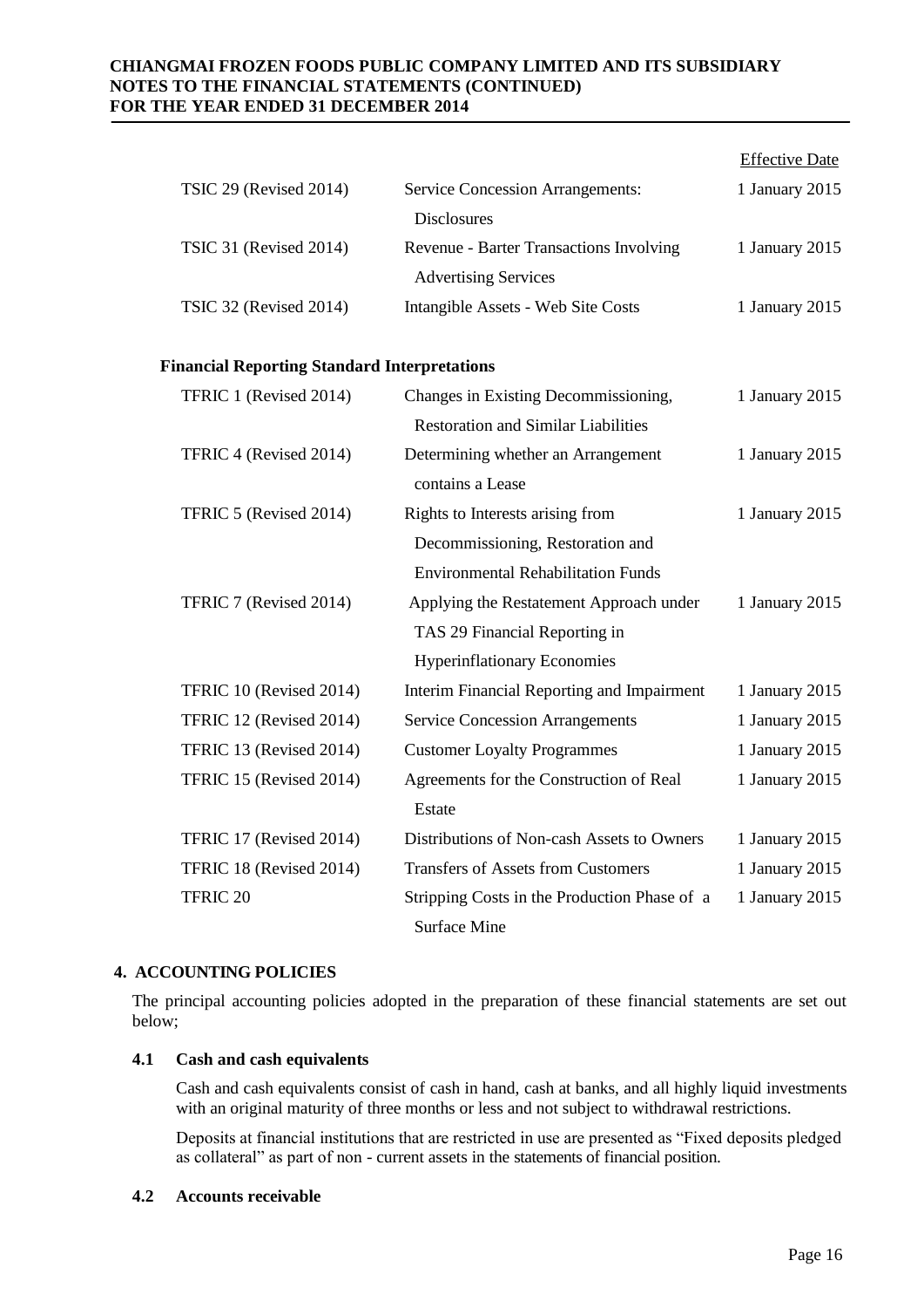| | | Effective Date |
|---|---|---|
| TSIC 29 (Revised 2014) | Service Concession Arrangements: Disclosures | 1 January 2015 |
| TSIC 31 (Revised 2014) | Revenue - Barter Transactions Involving Advertising Services | 1 January 2015 |
| TSIC 32 (Revised 2014) | Intangible Assets - Web Site Costs | 1 January 2015 |

**Financial Reporting Standard Interpretations**

| | | |
|---|---|---|
| TFRIC 1 (Revised 2014) | Changes in Existing Decommissioning, Restoration and Similar Liabilities | 1 January 2015 |
| TFRIC 4 (Revised 2014) | Determining whether an Arrangement contains a Lease | 1 January 2015 |
| TFRIC 5 (Revised 2014) | Rights to Interests arising from Decommissioning, Restoration and Environmental Rehabilitation Funds | 1 January 2015 |
| TFRIC 7 (Revised 2014) | Applying the Restatement Approach under TAS 29 Financial Reporting in Hyperinflationary Economies | 1 January 2015 |
| TFRIC 10 (Revised 2014) | Interim Financial Reporting and Impairment | 1 January 2015 |
| TFRIC 12 (Revised 2014) | Service Concession Arrangements | 1 January 2015 |
| TFRIC 13 (Revised 2014) | Customer Loyalty Programmes | 1 January 2015 |
| TFRIC 15 (Revised 2014) | Agreements for the Construction of Real Estate | 1 January 2015 |
| TFRIC 17 (Revised 2014) | Distributions of Non-cash Assets to Owners | 1 January 2015 |
| TFRIC 18 (Revised 2014) | Transfers of Assets from Customers | 1 January 2015 |
| TFRIC 20 | Stripping Costs in the Production Phase of a Surface Mine | 1 January 2015 |

## 4. ACCOUNTING POLICIES

The principal accounting policies adopted in the preparation of these financial statements are set out below;

### 4.1 Cash and cash equivalents

Cash and cash equivalents consist of cash in hand, cash at banks, and all highly liquid investments with an original maturity of three months or less and not subject to withdrawal restrictions.

Deposits at financial institutions that are restricted in use are presented as "Fixed deposits pledged as collateral" as part of non - current assets in the statements of financial position.

### 4.2 Accounts receivable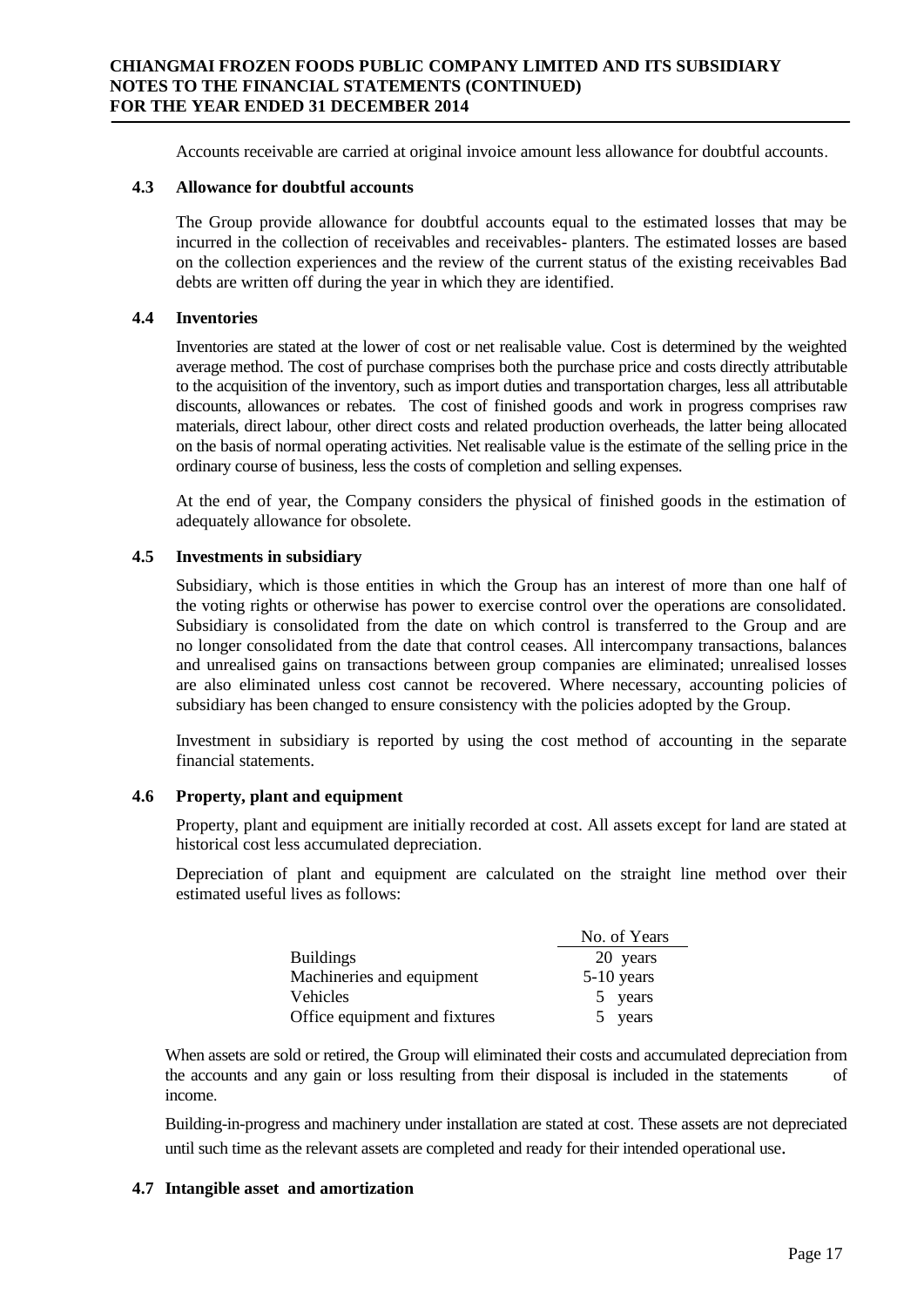Accounts receivable are carried at original invoice amount less allowance for doubtful accounts.

### 4.3 Allowance for doubtful accounts

The Group provide allowance for doubtful accounts equal to the estimated losses that may be incurred in the collection of receivables and receivables- planters. The estimated losses are based on the collection experiences and the review of the current status of the existing receivables Bad debts are written off during the year in which they are identified.

### 4.4 Inventories

Inventories are stated at the lower of cost or net realisable value. Cost is determined by the weighted average method. The cost of purchase comprises both the purchase price and costs directly attributable to the acquisition of the inventory, such as import duties and transportation charges, less all attributable discounts, allowances or rebates. The cost of finished goods and work in progress comprises raw materials, direct labour, other direct costs and related production overheads, the latter being allocated on the basis of normal operating activities. Net realisable value is the estimate of the selling price in the ordinary course of business, less the costs of completion and selling expenses.

At the end of year, the Company considers the physical of finished goods in the estimation of adequately allowance for obsolete.

### 4.5 Investments in subsidiary

Subsidiary, which is those entities in which the Group has an interest of more than one half of the voting rights or otherwise has power to exercise control over the operations are consolidated. Subsidiary is consolidated from the date on which control is transferred to the Group and are no longer consolidated from the date that control ceases. All intercompany transactions, balances and unrealised gains on transactions between group companies are eliminated; unrealised losses are also eliminated unless cost cannot be recovered. Where necessary, accounting policies of subsidiary has been changed to ensure consistency with the policies adopted by the Group.

Investment in subsidiary is reported by using the cost method of accounting in the separate financial statements.

### 4.6 Property, plant and equipment

Property, plant and equipment are initially recorded at cost. All assets except for land are stated at historical cost less accumulated depreciation.

Depreciation of plant and equipment are calculated on the straight line method over their estimated useful lives as follows:

| | No. of Years |
|---|---|
| Buildings | 20 years |
| Machineries and equipment | 5-10 years |
| Vehicles | 5 years |
| Office equipment and fixtures | 5 years |

When assets are sold or retired, the Group will eliminated their costs and accumulated depreciation from the accounts and any gain or loss resulting from their disposal is included in the statements of income.

Building-in-progress and machinery under installation are stated at cost. These assets are not depreciated until such time as the relevant assets are completed and ready for their intended operational use.

### 4.7 Intangible asset and amortization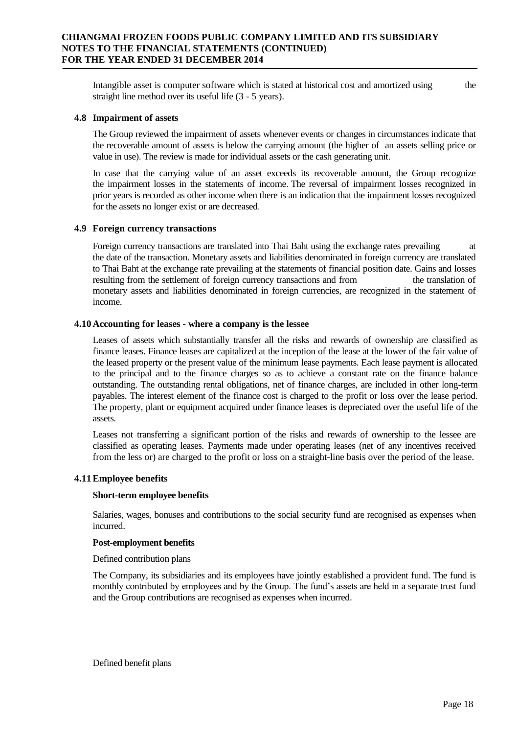Intangible asset is computer software which is stated at historical cost and amortized using the straight line method over its useful life (3 - 5 years).

### 4.8 Impairment of assets

The Group reviewed the impairment of assets whenever events or changes in circumstances indicate that the recoverable amount of assets is below the carrying amount (the higher of an assets selling price or value in use). The review is made for individual assets or the cash generating unit.

In case that the carrying value of an asset exceeds its recoverable amount, the Group recognize the impairment losses in the statements of income. The reversal of impairment losses recognized in prior years is recorded as other income when there is an indication that the impairment losses recognized for the assets no longer exist or are decreased.

### 4.9 Foreign currency transactions

Foreign currency transactions are translated into Thai Baht using the exchange rates prevailing at the date of the transaction. Monetary assets and liabilities denominated in foreign currency are translated to Thai Baht at the exchange rate prevailing at the statements of financial position date. Gains and losses resulting from the settlement of foreign currency transactions and from the translation of monetary assets and liabilities denominated in foreign currencies, are recognized in the statement of income.

### 4.10 Accounting for leases - where a company is the lessee

Leases of assets which substantially transfer all the risks and rewards of ownership are classified as finance leases. Finance leases are capitalized at the inception of the lease at the lower of the fair value of the leased property or the present value of the minimum lease payments. Each lease payment is allocated to the principal and to the finance charges so as to achieve a constant rate on the finance balance outstanding. The outstanding rental obligations, net of finance charges, are included in other long-term payables. The interest element of the finance cost is charged to the profit or loss over the lease period. The property, plant or equipment acquired under finance leases is depreciated over the useful life of the assets.

Leases not transferring a significant portion of the risks and rewards of ownership to the lessee are classified as operating leases. Payments made under operating leases (net of any incentives received from the less or) are charged to the profit or loss on a straight-line basis over the period of the lease.

### 4.11 Employee benefits

**Short-term employee benefits**

Salaries, wages, bonuses and contributions to the social security fund are recognised as expenses when incurred.

**Post-employment benefits**

Defined contribution plans

The Company, its subsidiaries and its employees have jointly established a provident fund. The fund is monthly contributed by employees and by the Group. The fund's assets are held in a separate trust fund and the Group contributions are recognised as expenses when incurred.

Defined benefit plans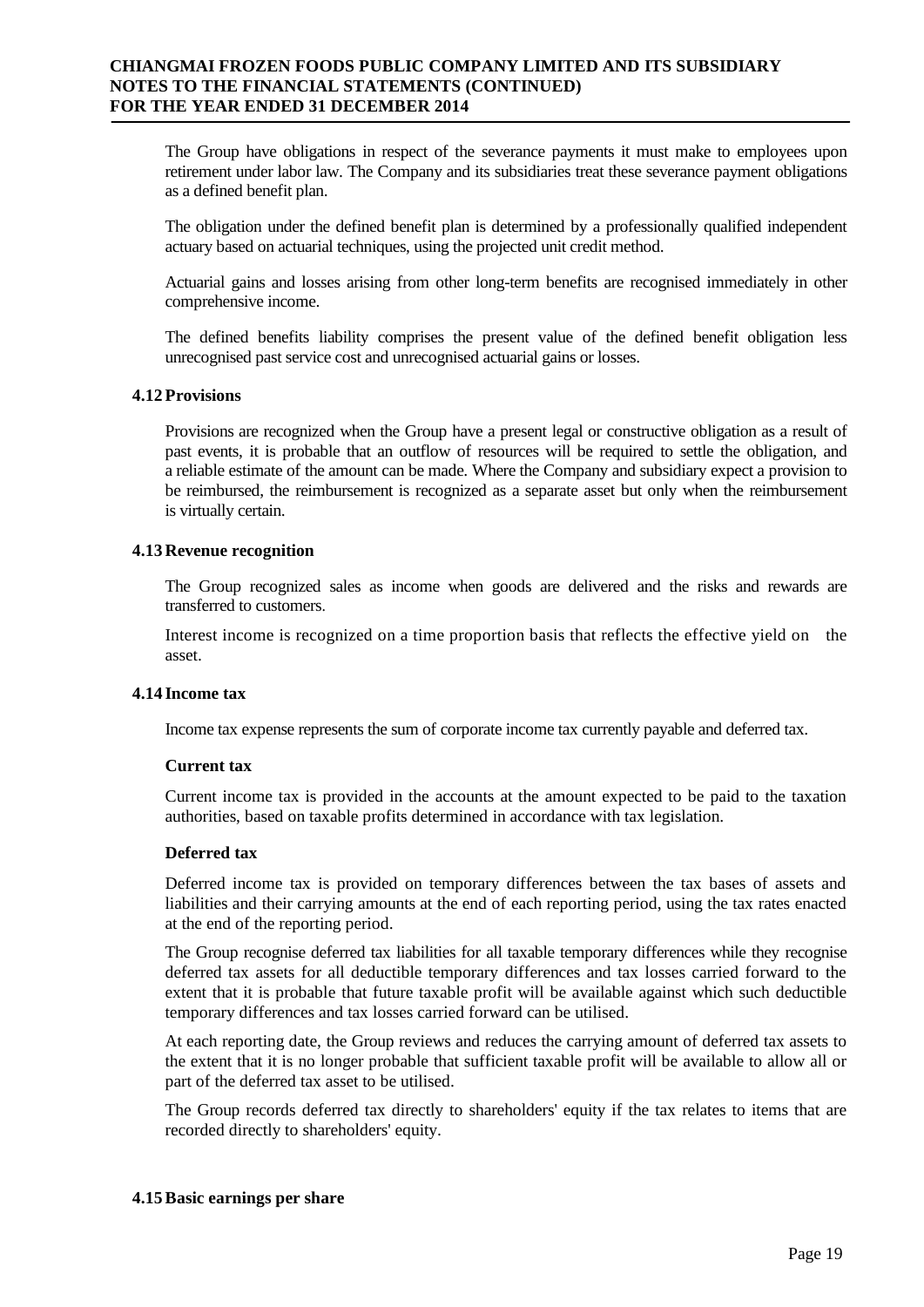The Group have obligations in respect of the severance payments it must make to employees upon retirement under labor law. The Company and its subsidiaries treat these severance payment obligations as a defined benefit plan.

The obligation under the defined benefit plan is determined by a professionally qualified independent actuary based on actuarial techniques, using the projected unit credit method.

Actuarial gains and losses arising from other long-term benefits are recognised immediately in other comprehensive income.

The defined benefits liability comprises the present value of the defined benefit obligation less unrecognised past service cost and unrecognised actuarial gains or losses.

### 4.12 Provisions

Provisions are recognized when the Group have a present legal or constructive obligation as a result of past events, it is probable that an outflow of resources will be required to settle the obligation, and a reliable estimate of the amount can be made. Where the Company and subsidiary expect a provision to be reimbursed, the reimbursement is recognized as a separate asset but only when the reimbursement is virtually certain.

### 4.13 Revenue recognition

The Group recognized sales as income when goods are delivered and the risks and rewards are transferred to customers.

Interest income is recognized on a time proportion basis that reflects the effective yield on the asset.

### 4.14 Income tax

Income tax expense represents the sum of corporate income tax currently payable and deferred tax.

**Current tax**

Current income tax is provided in the accounts at the amount expected to be paid to the taxation authorities, based on taxable profits determined in accordance with tax legislation.

**Deferred tax**

Deferred income tax is provided on temporary differences between the tax bases of assets and liabilities and their carrying amounts at the end of each reporting period, using the tax rates enacted at the end of the reporting period.

The Group recognise deferred tax liabilities for all taxable temporary differences while they recognise deferred tax assets for all deductible temporary differences and tax losses carried forward to the extent that it is probable that future taxable profit will be available against which such deductible temporary differences and tax losses carried forward can be utilised.

At each reporting date, the Group reviews and reduces the carrying amount of deferred tax assets to the extent that it is no longer probable that sufficient taxable profit will be available to allow all or part of the deferred tax asset to be utilised.

The Group records deferred tax directly to shareholders' equity if the tax relates to items that are recorded directly to shareholders' equity.

### 4.15 Basic earnings per share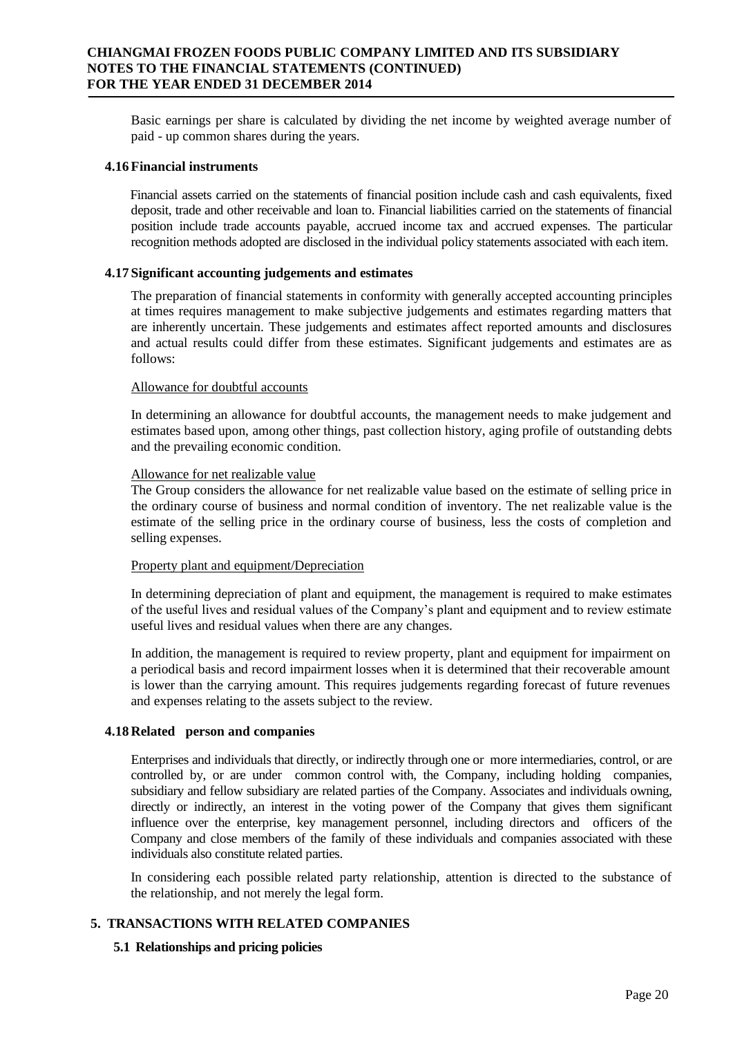Basic earnings per share is calculated by dividing the net income by weighted average number of paid - up common shares during the years.

### 4.16 Financial instruments

Financial assets carried on the statements of financial position include cash and cash equivalents, fixed deposit, trade and other receivable and loan to. Financial liabilities carried on the statements of financial position include trade accounts payable, accrued income tax and accrued expenses. The particular recognition methods adopted are disclosed in the individual policy statements associated with each item.

### 4.17 Significant accounting judgements and estimates

The preparation of financial statements in conformity with generally accepted accounting principles at times requires management to make subjective judgements and estimates regarding matters that are inherently uncertain. These judgements and estimates affect reported amounts and disclosures and actual results could differ from these estimates. Significant judgements and estimates are as follows:

Allowance for doubtful accounts

In determining an allowance for doubtful accounts, the management needs to make judgement and estimates based upon, among other things, past collection history, aging profile of outstanding debts and the prevailing economic condition.

Allowance for net realizable value

The Group considers the allowance for net realizable value based on the estimate of selling price in the ordinary course of business and normal condition of inventory. The net realizable value is the estimate of the selling price in the ordinary course of business, less the costs of completion and selling expenses.

Property plant and equipment/Depreciation

In determining depreciation of plant and equipment, the management is required to make estimates of the useful lives and residual values of the Company's plant and equipment and to review estimate useful lives and residual values when there are any changes.

In addition, the management is required to review property, plant and equipment for impairment on a periodical basis and record impairment losses when it is determined that their recoverable amount is lower than the carrying amount. This requires judgements regarding forecast of future revenues and expenses relating to the assets subject to the review.

### 4.18 Related person and companies

Enterprises and individuals that directly, or indirectly through one or more intermediaries, control, or are controlled by, or are under common control with, the Company, including holding companies, subsidiary and fellow subsidiary are related parties of the Company. Associates and individuals owning, directly or indirectly, an interest in the voting power of the Company that gives them significant influence over the enterprise, key management personnel, including directors and officers of the Company and close members of the family of these individuals and companies associated with these individuals also constitute related parties.

In considering each possible related party relationship, attention is directed to the substance of the relationship, and not merely the legal form.

## 5. TRANSACTIONS WITH RELATED COMPANIES

### 5.1 Relationships and pricing policies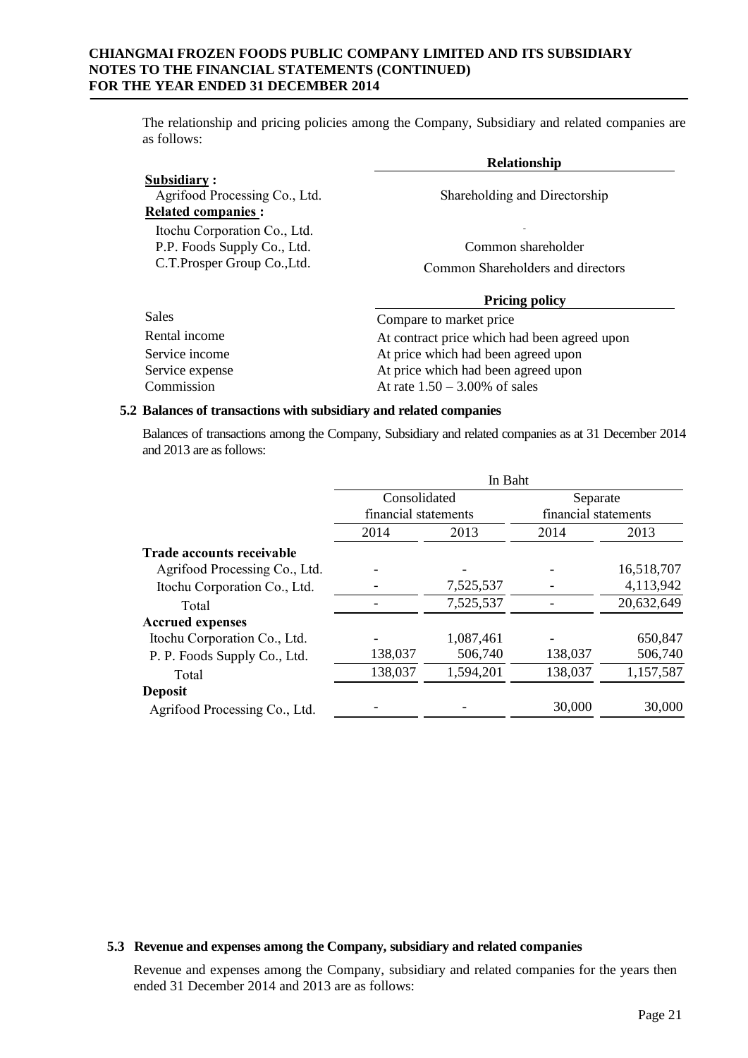The relationship and pricing policies among the Company, Subsidiary and related companies are as follows:

| | Relationship |
|---|---|
| **Subsidiary :** | |
| Agrifood Processing Co., Ltd. | Shareholding and Directorship |
| **Related companies :** | |
| Itochu Corporation Co., Ltd. | - |
| P.P. Foods Supply Co., Ltd. | Common shareholder |
| C.T.Prosper Group Co.,Ltd. | Common Shareholders and directors |

| | Pricing policy |
|---|---|
| Sales | Compare to market price |
| Rental income | At contract price which had been agreed upon |
| Service income | At price which had been agreed upon |
| Service expense | At price which had been agreed upon |
| Commission | At rate 1.50 – 3.00% of sales |

### 5.2 Balances of transactions with subsidiary and related companies

Balances of transactions among the Company, Subsidiary and related companies as at 31 December 2014 and 2013 are as follows:

| | In Baht | | | |
|---|---|---|---|---|
| | Consolidated financial statements | | Separate financial statements | |
| | 2014 | 2013 | 2014 | 2013 |
| **Trade accounts receivable** | | | | |
| Agrifood Processing Co., Ltd. | - | - | - | 16,518,707 |
| Itochu Corporation Co., Ltd. | - | 7,525,537 | - | 4,113,942 |
| Total | - | 7,525,537 | - | 20,632,649 |
| **Accrued expenses** | | | | |
| Itochu Corporation Co., Ltd. | - | 1,087,461 | - | 650,847 |
| P. P. Foods Supply Co., Ltd. | 138,037 | 506,740 | 138,037 | 506,740 |
| Total | 138,037 | 1,594,201 | 138,037 | 1,157,587 |
| **Deposit** | | | | |
| Agrifood Processing Co., Ltd. | - | - | 30,000 | 30,000 |

### 5.3 Revenue and expenses among the Company, subsidiary and related companies

Revenue and expenses among the Company, subsidiary and related companies for the years then ended 31 December 2014 and 2013 are as follows: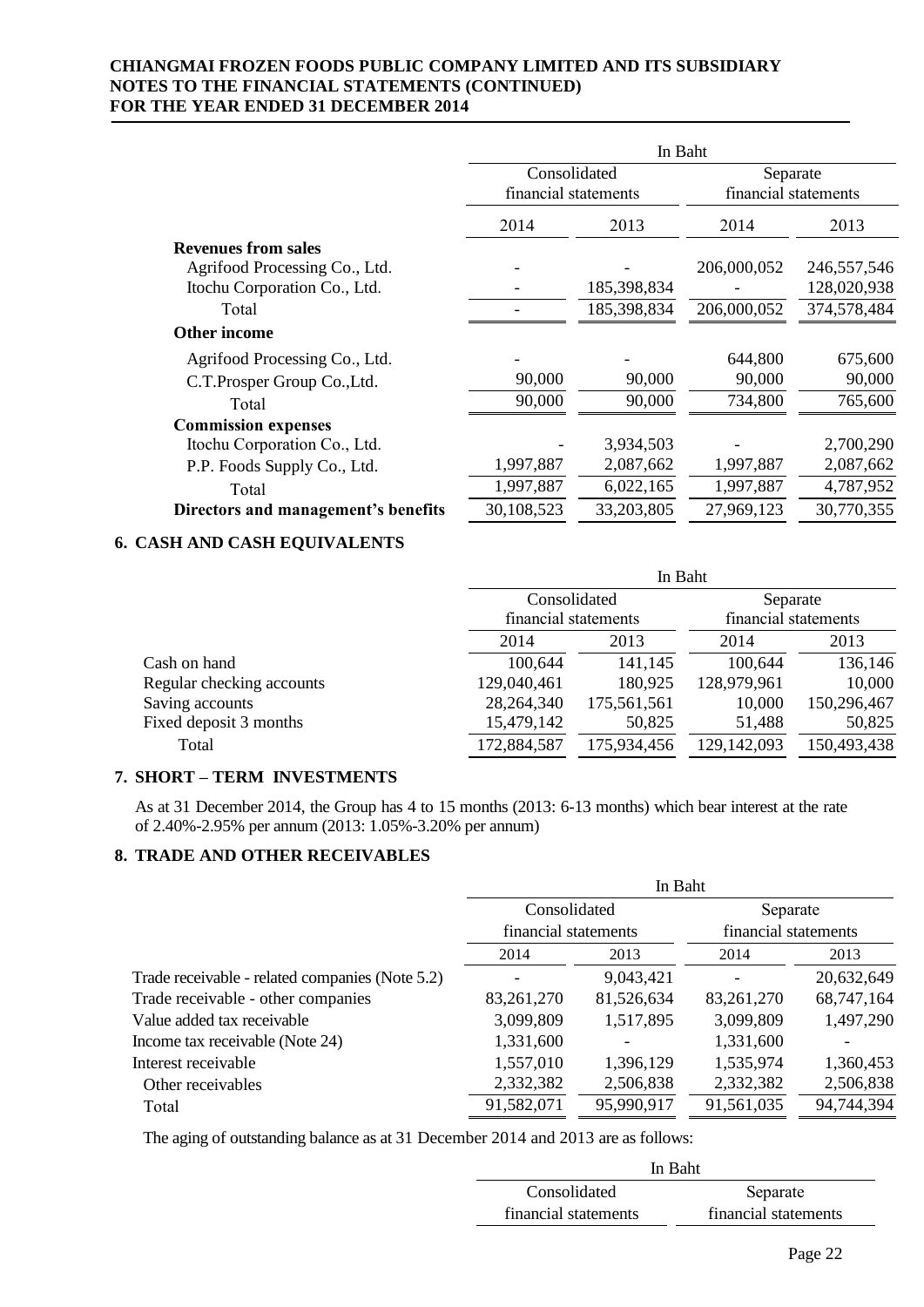| | In Baht | | | |
|---|---|---|---|---|
| | Consolidated financial statements | | Separate financial statements | |
| | 2014 | 2013 | 2014 | 2013 |
| **Revenues from sales** | | | | |
| Agrifood Processing Co., Ltd. | - | - | 206,000,052 | 246,557,546 |
| Itochu Corporation Co., Ltd. | - | 185,398,834 | - | 128,020,938 |
| Total | - | 185,398,834 | 206,000,052 | 374,578,484 |
| **Other income** | | | | |
| Agrifood Processing Co., Ltd. | - | - | 644,800 | 675,600 |
| C.T.Prosper Group Co.,Ltd. | 90,000 | 90,000 | 90,000 | 90,000 |
| Total | 90,000 | 90,000 | 734,800 | 765,600 |
| **Commission expenses** | | | | |
| Itochu Corporation Co., Ltd. | - | 3,934,503 | - | 2,700,290 |
| P.P. Foods Supply Co., Ltd. | 1,997,887 | 2,087,662 | 1,997,887 | 2,087,662 |
| Total | 1,997,887 | 6,022,165 | 1,997,887 | 4,787,952 |
| **Directors and management's benefits** | 30,108,523 | 33,203,805 | 27,969,123 | 30,770,355 |

## 6. CASH AND CASH EQUIVALENTS

| | In Baht | | | |
|---|---|---|---|---|
| | Consolidated financial statements | | Separate financial statements | |
| | 2014 | 2013 | 2014 | 2013 |
| Cash on hand | 100,644 | 141,145 | 100,644 | 136,146 |
| Regular checking accounts | 129,040,461 | 180,925 | 128,979,961 | 10,000 |
| Saving accounts | 28,264,340 | 175,561,561 | 10,000 | 150,296,467 |
| Fixed deposit 3 months | 15,479,142 | 50,825 | 51,488 | 50,825 |
| Total | 172,884,587 | 175,934,456 | 129,142,093 | 150,493,438 |

## 7. SHORT – TERM INVESTMENTS

As at 31 December 2014, the Group has 4 to 15 months (2013: 6-13 months) which bear interest at the rate of 2.40%-2.95% per annum (2013: 1.05%-3.20% per annum)

## 8. TRADE AND OTHER RECEIVABLES

| | In Baht | | | |
|---|---|---|---|---|
| | Consolidated financial statements | | Separate financial statements | |
| | 2014 | 2013 | 2014 | 2013 |
| Trade receivable - related companies (Note 5.2) | - | 9,043,421 | - | 20,632,649 |
| Trade receivable - other companies | 83,261,270 | 81,526,634 | 83,261,270 | 68,747,164 |
| Value added tax receivable | 3,099,809 | 1,517,895 | 3,099,809 | 1,497,290 |
| Income tax receivable (Note 24) | 1,331,600 | - | 1,331,600 | - |
| Interest receivable | 1,557,010 | 1,396,129 | 1,535,974 | 1,360,453 |
| Other receivables | 2,332,382 | 2,506,838 | 2,332,382 | 2,506,838 |
| Total | 91,582,071 | 95,990,917 | 91,561,035 | 94,744,394 |

The aging of outstanding balance as at 31 December 2014 and 2013 are as follows:

| In Baht | |
|---|---|
| Consolidated financial statements | Separate financial statements |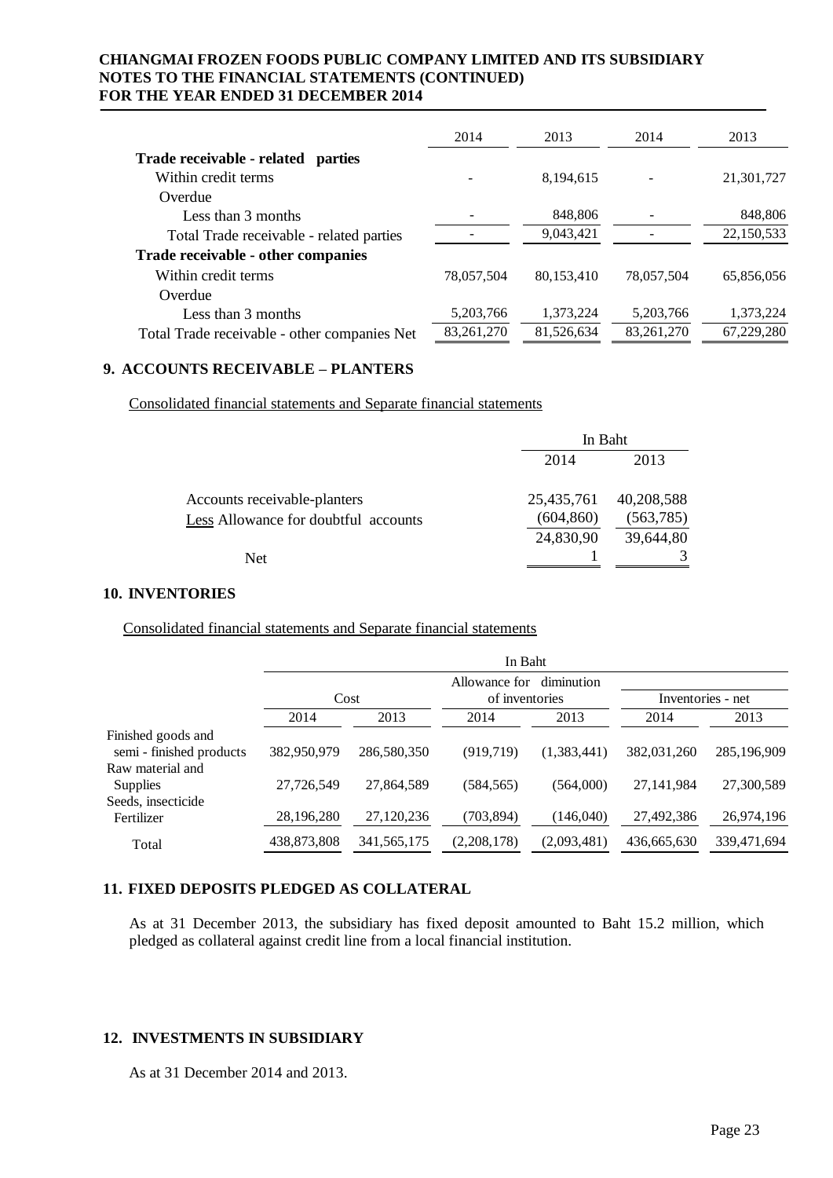| | 2014 | 2013 | 2014 | 2013 |
|---|---|---|---|---|
| **Trade receivable - related parties** | | | | |
| Within credit terms | - | 8,194,615 | - | 21,301,727 |
| Overdue | | | | |
| Less than 3 months | - | 848,806 | - | 848,806 |
| Total Trade receivable - related parties | - | 9,043,421 | - | 22,150,533 |
| **Trade receivable - other companies** | | | | |
| Within credit terms | 78,057,504 | 80,153,410 | 78,057,504 | 65,856,056 |
| Overdue | | | | |
| Less than 3 months | 5,203,766 | 1,373,224 | 5,203,766 | 1,373,224 |
| Total Trade receivable - other companies Net | 83,261,270 | 81,526,634 | 83,261,270 | 67,229,280 |

## 9. ACCOUNTS RECEIVABLE – PLANTERS

Consolidated financial statements and Separate financial statements

| | In Baht | |
|---|---|---|
| | 2014 | 2013 |
| Accounts receivable-planters | 25,435,761 | 40,208,588 |
| Less Allowance for doubtful accounts | (604,860) | (563,785) |
| Net | 24,830,901 | 39,644,803 |

## 10. INVENTORIES

Consolidated financial statements and Separate financial statements

| | In Baht | | | | | |
|---|---|---|---|---|---|---|
| | Cost | | Allowance for diminution of inventories | | Inventories - net | |
| | 2014 | 2013 | 2014 | 2013 | 2014 | 2013 |
| Finished goods and semi - finished products | 382,950,979 | 286,580,350 | (919,719) | (1,383,441) | 382,031,260 | 285,196,909 |
| Raw material and Supplies | 27,726,549 | 27,864,589 | (584,565) | (564,000) | 27,141,984 | 27,300,589 |
| Seeds, insecticide Fertilizer | 28,196,280 | 27,120,236 | (703,894) | (146,040) | 27,492,386 | 26,974,196 |
| Total | 438,873,808 | 341,565,175 | (2,208,178) | (2,093,481) | 436,665,630 | 339,471,694 |

## 11. FIXED DEPOSITS PLEDGED AS COLLATERAL

As at 31 December 2013, the subsidiary has fixed deposit amounted to Baht 15.2 million, which pledged as collateral against credit line from a local financial institution.

## 12. INVESTMENTS IN SUBSIDIARY

As at 31 December 2014 and 2013.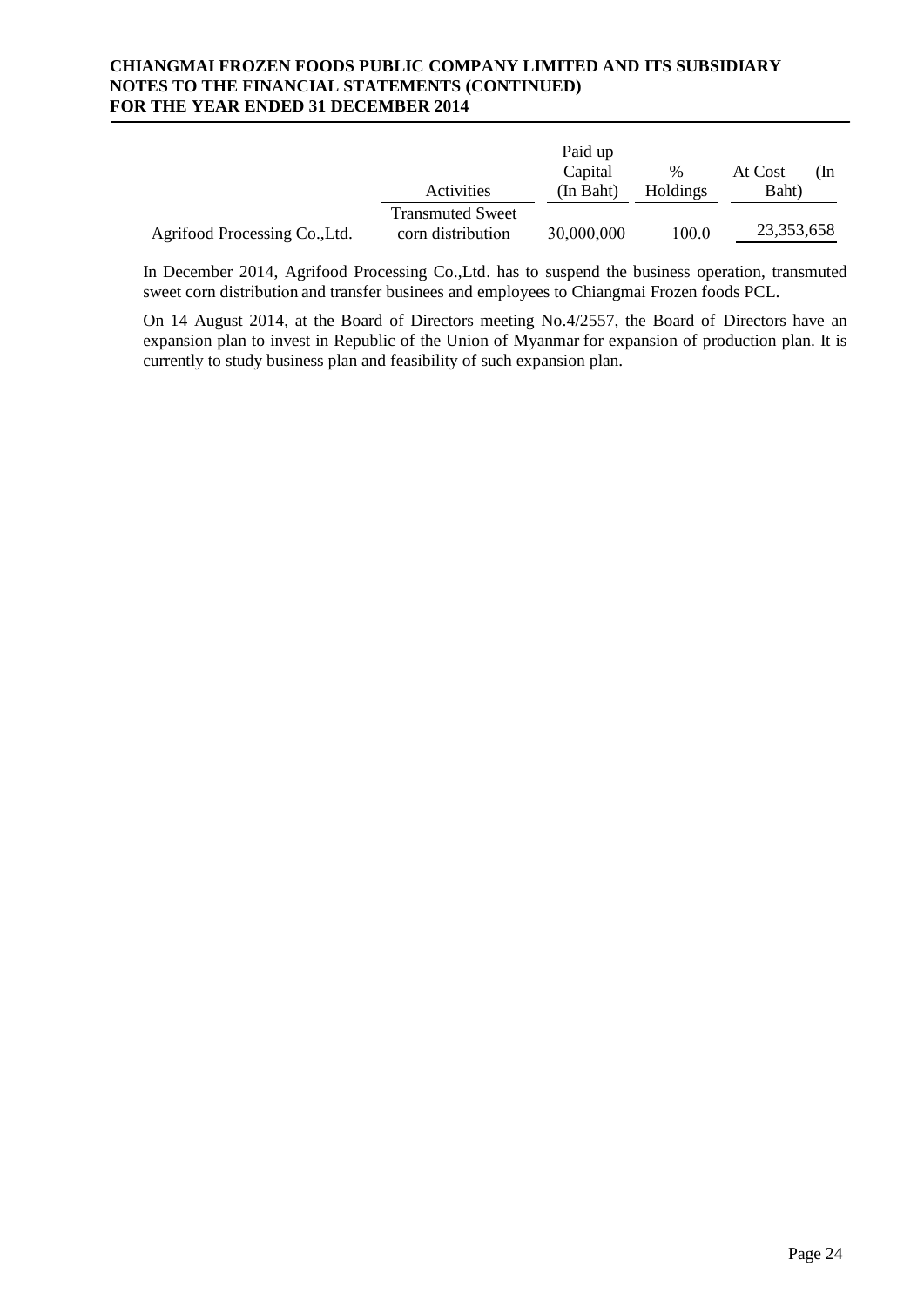| | Activities | Paid up Capital (In Baht) | % Holdings | At Cost (In Baht) |
|---|---|---|---|---|
| Agrifood Processing Co.,Ltd. | Transmuted Sweet corn distribution | 30,000,000 | 100.0 | 23,353,658 |

In December 2014, Agrifood Processing Co.,Ltd. has to suspend the business operation, transmuted sweet corn distribution and transfer businees and employees to Chiangmai Frozen foods PCL.

On 14 August 2014, at the Board of Directors meeting No.4/2557, the Board of Directors have an expansion plan to invest in Republic of the Union of Myanmar for expansion of production plan. It is currently to study business plan and feasibility of such expansion plan.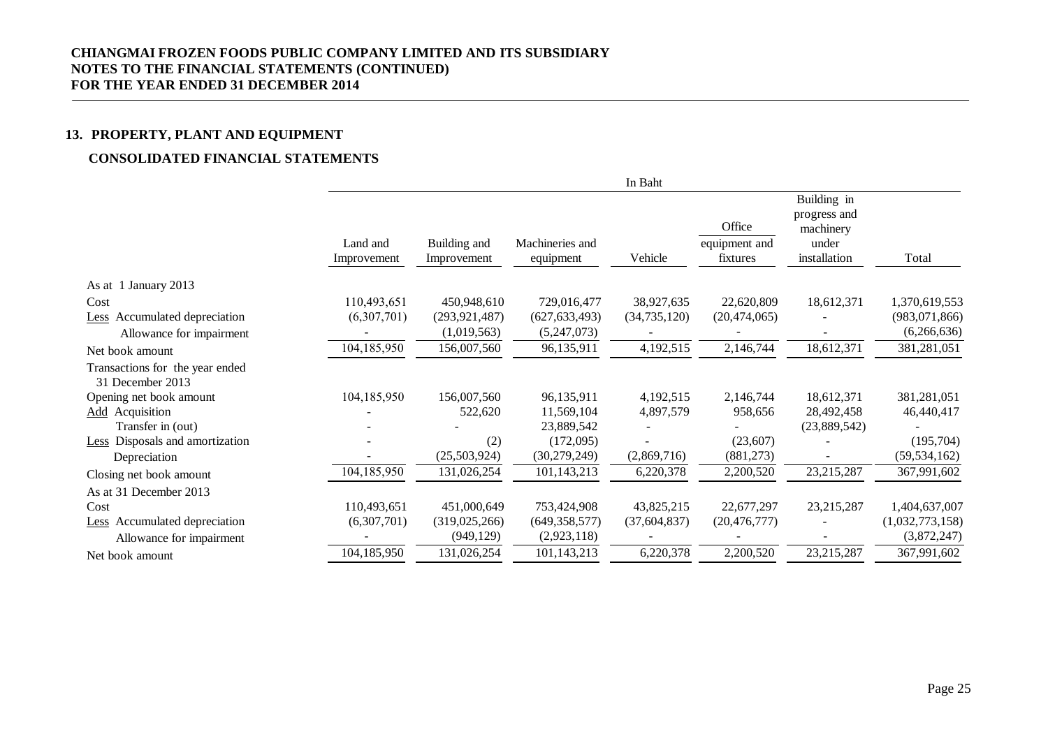## 13. PROPERTY, PLANT AND EQUIPMENT

### CONSOLIDATED FINANCIAL STATEMENTS

| | In Baht | | | | | | |
|---|---|---|---|---|---|---|---|
| | Land and Improvement | Building and Improvement | Machineries and equipment | Vehicle | Office equipment and fixtures | Building in progress and machinery under installation | Total |
| As at 1 January 2013 | | | | | | | |
| Cost | 110,493,651 | 450,948,610 | 729,016,477 | 38,927,635 | 22,620,809 | 18,612,371 | 1,370,619,553 |
| Less Accumulated depreciation | (6,307,701) | (293,921,487) | (627,633,493) | (34,735,120) | (20,474,065) | - | (983,071,866) |
| Allowance for impairment | - | (1,019,563) | (5,247,073) | - | - | - | (6,266,636) |
| Net book amount | 104,185,950 | 156,007,560 | 96,135,911 | 4,192,515 | 2,146,744 | 18,612,371 | 381,281,051 |
| Transactions for the year ended 31 December 2013 | | | | | | | |
| Opening net book amount | 104,185,950 | 156,007,560 | 96,135,911 | 4,192,515 | 2,146,744 | 18,612,371 | 381,281,051 |
| Add Acquisition | - | 522,620 | 11,569,104 | 4,897,579 | 958,656 | 28,492,458 | 46,440,417 |
| Transfer in (out) | - | - | 23,889,542 | - | - | (23,889,542) | - |
| Less Disposals and amortization | - | (2) | (172,095) | - | (23,607) | - | (195,704) |
| Depreciation | - | (25,503,924) | (30,279,249) | (2,869,716) | (881,273) | - | (59,534,162) |
| Closing net book amount | 104,185,950 | 131,026,254 | 101,143,213 | 6,220,378 | 2,200,520 | 23,215,287 | 367,991,602 |
| As at 31 December 2013 | | | | | | | |
| Cost | 110,493,651 | 451,000,649 | 753,424,908 | 43,825,215 | 22,677,297 | 23,215,287 | 1,404,637,007 |
| Less Accumulated depreciation | (6,307,701) | (319,025,266) | (649,358,577) | (37,604,837) | (20,476,777) | - | (1,032,773,158) |
| Allowance for impairment | - | (949,129) | (2,923,118) | - | - | - | (3,872,247) |
| Net book amount | 104,185,950 | 131,026,254 | 101,143,213 | 6,220,378 | 2,200,520 | 23,215,287 | 367,991,602 |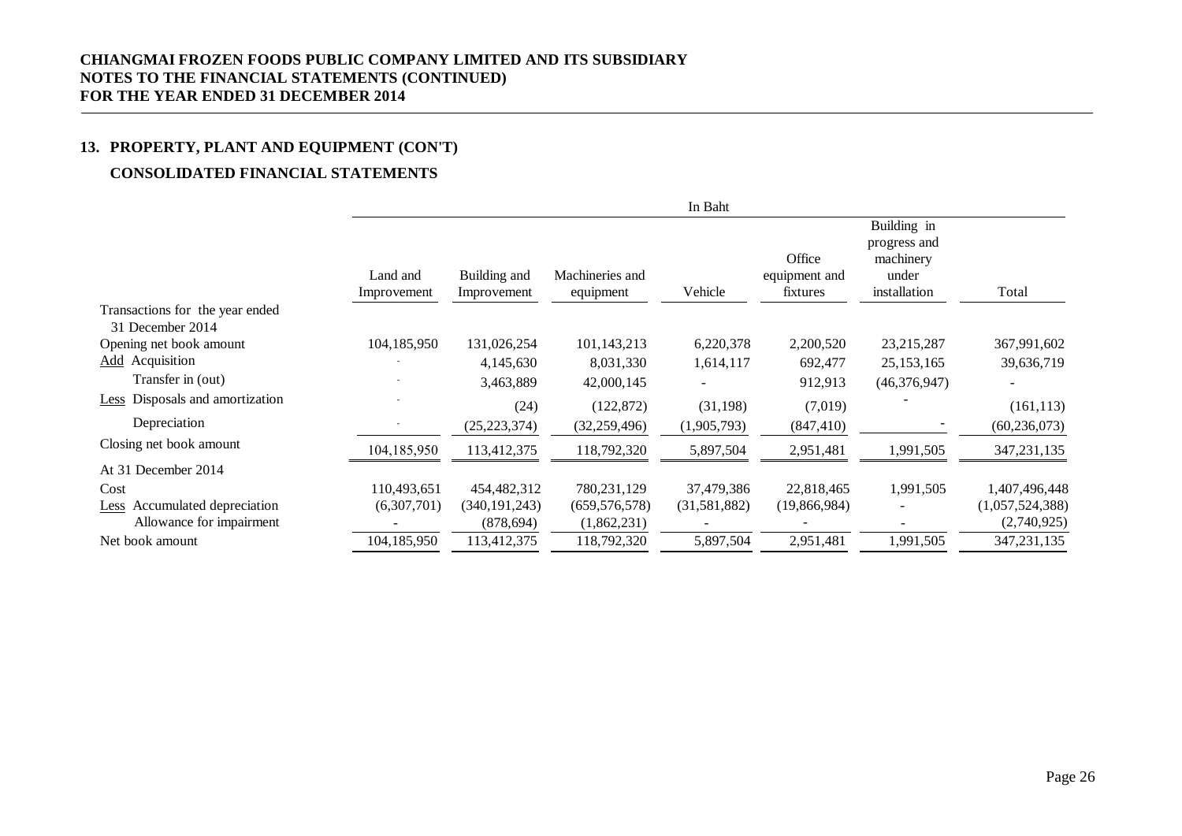**CHIANGMAI FROZEN FOODS PUBLIC COMPANY LIMITED AND ITS SUBSIDIARY**
**NOTES TO THE FINANCIAL STATEMENTS (CONTINUED)**
**FOR THE YEAR ENDED 31 DECEMBER 2014**

## 13. PROPERTY, PLANT AND EQUIPMENT (CON'T)

### CONSOLIDATED FINANCIAL STATEMENTS

| | In Baht | | | | | | |
|---|---|---|---|---|---|---|---|
| | Land and Improvement | Building and Improvement | Machineries and equipment | Vehicle | Office equipment and fixtures | Building in progress and machinery under installation | Total |
| Transactions for the year ended 31 December 2014 | | | | | | | |
| Opening net book amount | 104,185,950 | 131,026,254 | 101,143,213 | 6,220,378 | 2,200,520 | 23,215,287 | 367,991,602 |
| Add Acquisition | - | 4,145,630 | 8,031,330 | 1,614,117 | 692,477 | 25,153,165 | 39,636,719 |
| Transfer in (out) | - | 3,463,889 | 42,000,145 | - | 912,913 | (46,376,947) | - |
| Less Disposals and amortization | - | (24) | (122,872) | (31,198) | (7,019) | - | (161,113) |
| Depreciation | - | (25,223,374) | (32,259,496) | (1,905,793) | (847,410) | - | (60,236,073) |
| Closing net book amount | 104,185,950 | 113,412,375 | 118,792,320 | 5,897,504 | 2,951,481 | 1,991,505 | 347,231,135 |
| At 31 December 2014 | | | | | | | |
| Cost | 110,493,651 | 454,482,312 | 780,231,129 | 37,479,386 | 22,818,465 | 1,991,505 | 1,407,496,448 |
| Less Accumulated depreciation | (6,307,701) | (340,191,243) | (659,576,578) | (31,581,882) | (19,866,984) | - | (1,057,524,388) |
| Allowance for impairment | - | (878,694) | (1,862,231) | - | - | - | (2,740,925) |
| Net book amount | 104,185,950 | 113,412,375 | 118,792,320 | 5,897,504 | 2,951,481 | 1,991,505 | 347,231,135 |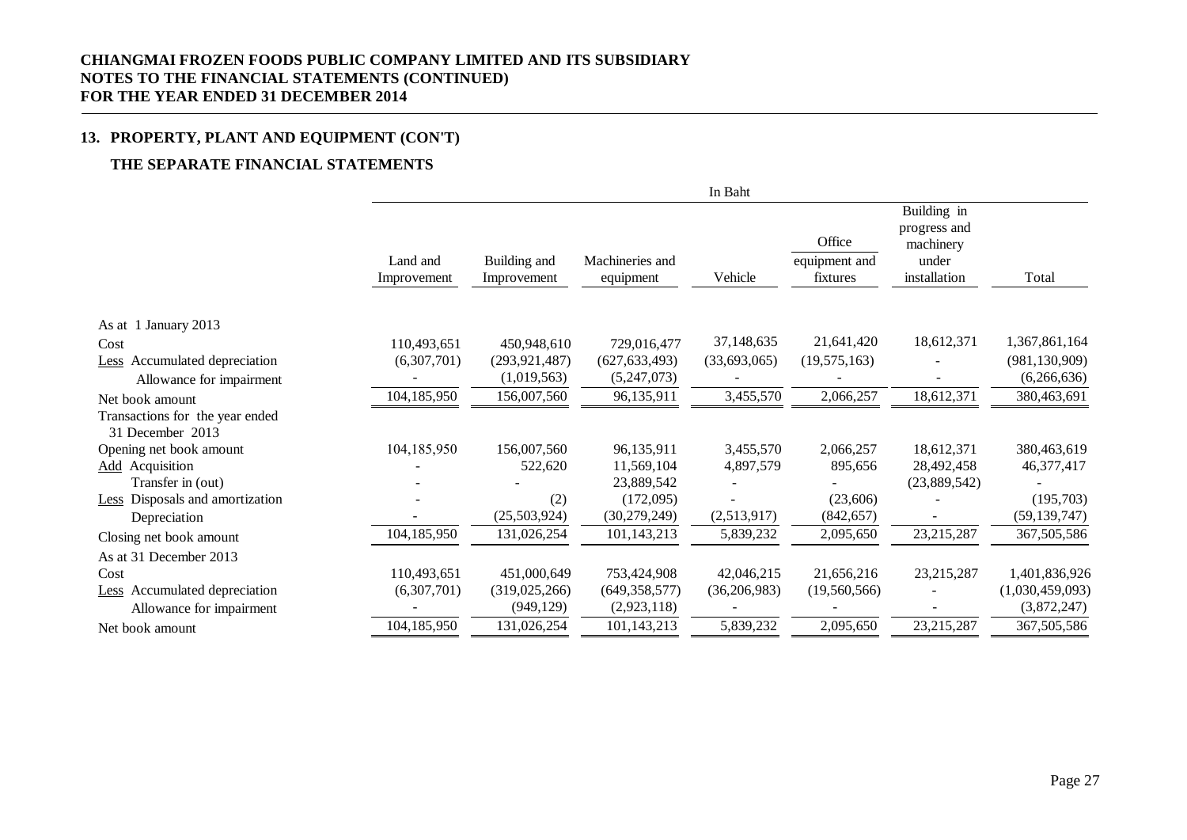**CHIANGMAI FROZEN FOODS PUBLIC COMPANY LIMITED AND ITS SUBSIDIARY**
**NOTES TO THE FINANCIAL STATEMENTS (CONTINUED)**
**FOR THE YEAR ENDED 31 DECEMBER 2014**

## 13. PROPERTY, PLANT AND EQUIPMENT (CON'T)

### THE SEPARATE FINANCIAL STATEMENTS

| | In Baht | | | | | | |
|---|---|---|---|---|---|---|---|
| | Land and Improvement | Building and Improvement | Machineries and equipment | Vehicle | Office equipment and fixtures | Building in progress and machinery under installation | Total |
| As at 1 January 2013 | | | | | | | |
| Cost | 110,493,651 | 450,948,610 | 729,016,477 | 37,148,635 | 21,641,420 | 18,612,371 | 1,367,861,164 |
| Less Accumulated depreciation | (6,307,701) | (293,921,487) | (627,633,493) | (33,693,065) | (19,575,163) | - | (981,130,909) |
| Allowance for impairment | - | (1,019,563) | (5,247,073) | - | - | - | (6,266,636) |
| Net book amount | 104,185,950 | 156,007,560 | 96,135,911 | 3,455,570 | 2,066,257 | 18,612,371 | 380,463,691 |
| Transactions for the year ended 31 December 2013 | | | | | | | |
| Opening net book amount | 104,185,950 | 156,007,560 | 96,135,911 | 3,455,570 | 2,066,257 | 18,612,371 | 380,463,619 |
| Add Acquisition | - | 522,620 | 11,569,104 | 4,897,579 | 895,656 | 28,492,458 | 46,377,417 |
| Transfer in (out) | - | - | 23,889,542 | - | - | (23,889,542) | - |
| Less Disposals and amortization | - | (2) | (172,095) | - | (23,606) | - | (195,703) |
| Depreciation | - | (25,503,924) | (30,279,249) | (2,513,917) | (842,657) | - | (59,139,747) |
| Closing net book amount | 104,185,950 | 131,026,254 | 101,143,213 | 5,839,232 | 2,095,650 | 23,215,287 | 367,505,586 |
| As at 31 December 2013 | | | | | | | |
| Cost | 110,493,651 | 451,000,649 | 753,424,908 | 42,046,215 | 21,656,216 | 23,215,287 | 1,401,836,926 |
| Less Accumulated depreciation | (6,307,701) | (319,025,266) | (649,358,577) | (36,206,983) | (19,560,566) | - | (1,030,459,093) |
| Allowance for impairment | - | (949,129) | (2,923,118) | - | - | - | (3,872,247) |
| Net book amount | 104,185,950 | 131,026,254 | 101,143,213 | 5,839,232 | 2,095,650 | 23,215,287 | 367,505,586 |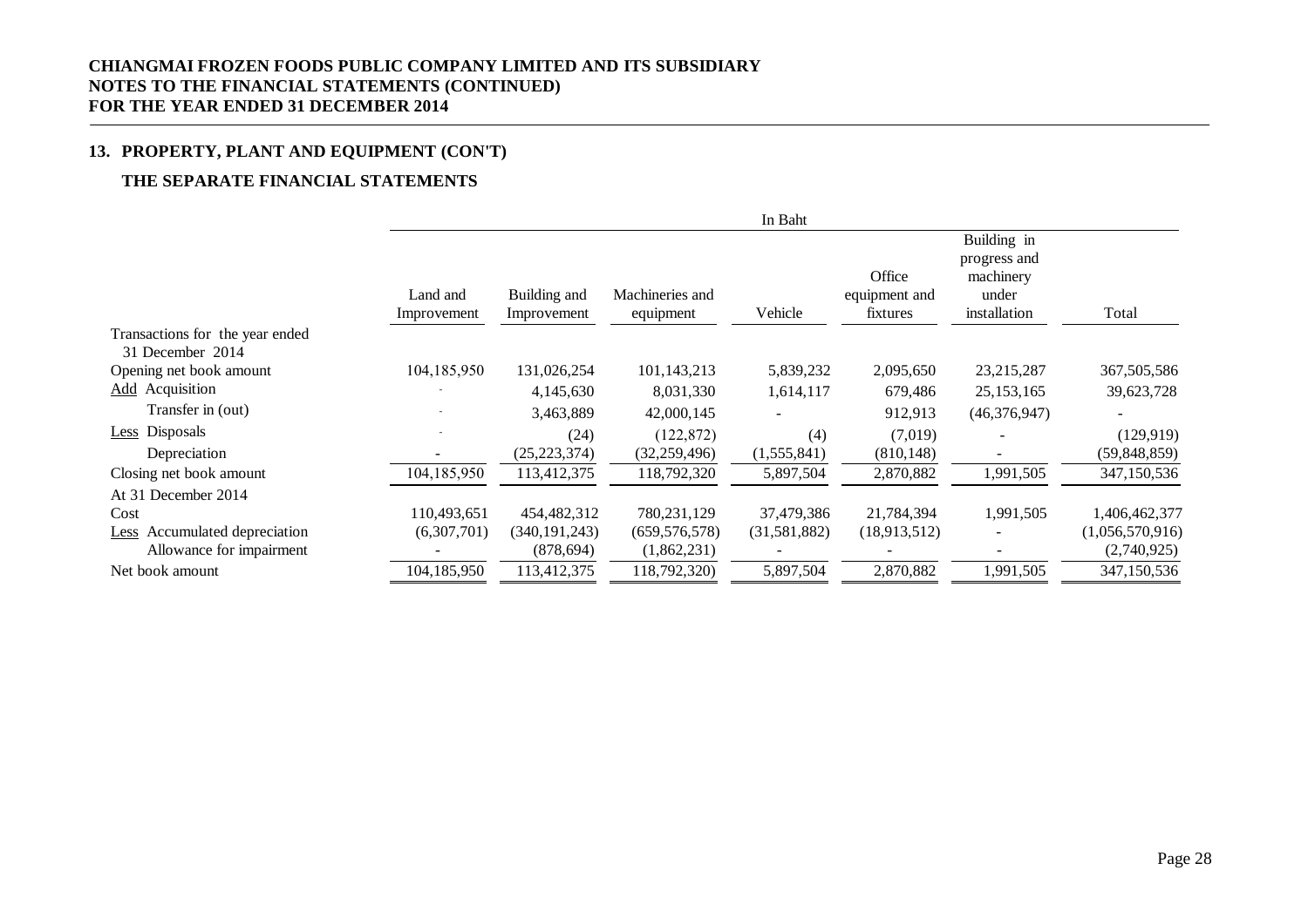# CHIANGMAI FROZEN FOODS PUBLIC COMPANY LIMITED AND ITS SUBSIDIARY
# NOTES TO THE FINANCIAL STATEMENTS (CONTINUED)
# FOR THE YEAR ENDED 31 DECEMBER 2014

## 13. PROPERTY, PLANT AND EQUIPMENT (CON'T)

### THE SEPARATE FINANCIAL STATEMENTS

| | In Baht | | | | | | |
|---|---|---|---|---|---|---|---|
| | Land and Improvement | Building and Improvement | Machineries and equipment | Vehicle | Office equipment and fixtures | Building in progress and machinery under installation | Total |
| Transactions for the year ended 31 December 2014 | | | | | | | |
| Opening net book amount | 104,185,950 | 131,026,254 | 101,143,213 | 5,839,232 | 2,095,650 | 23,215,287 | 367,505,586 |
| Add Acquisition | - | 4,145,630 | 8,031,330 | 1,614,117 | 679,486 | 25,153,165 | 39,623,728 |
| Transfer in (out) | - | 3,463,889 | 42,000,145 | - | 912,913 | (46,376,947) | - |
| Less Disposals | - | (24) | (122,872) | (4) | (7,019) | - | (129,919) |
| Depreciation | - | (25,223,374) | (32,259,496) | (1,555,841) | (810,148) | - | (59,848,859) |
| Closing net book amount | 104,185,950 | 113,412,375 | 118,792,320 | 5,897,504 | 2,870,882 | 1,991,505 | 347,150,536 |
| At 31 December 2014 | | | | | | | |
| Cost | 110,493,651 | 454,482,312 | 780,231,129 | 37,479,386 | 21,784,394 | 1,991,505 | 1,406,462,377 |
| Less Accumulated depreciation | (6,307,701) | (340,191,243) | (659,576,578) | (31,581,882) | (18,913,512) | - | (1,056,570,916) |
| Allowance for impairment | - | (878,694) | (1,862,231) | - | - | - | (2,740,925) |
| Net book amount | 104,185,950 | 113,412,375 | 118,792,320) | 5,897,504 | 2,870,882 | 1,991,505 | 347,150,536 |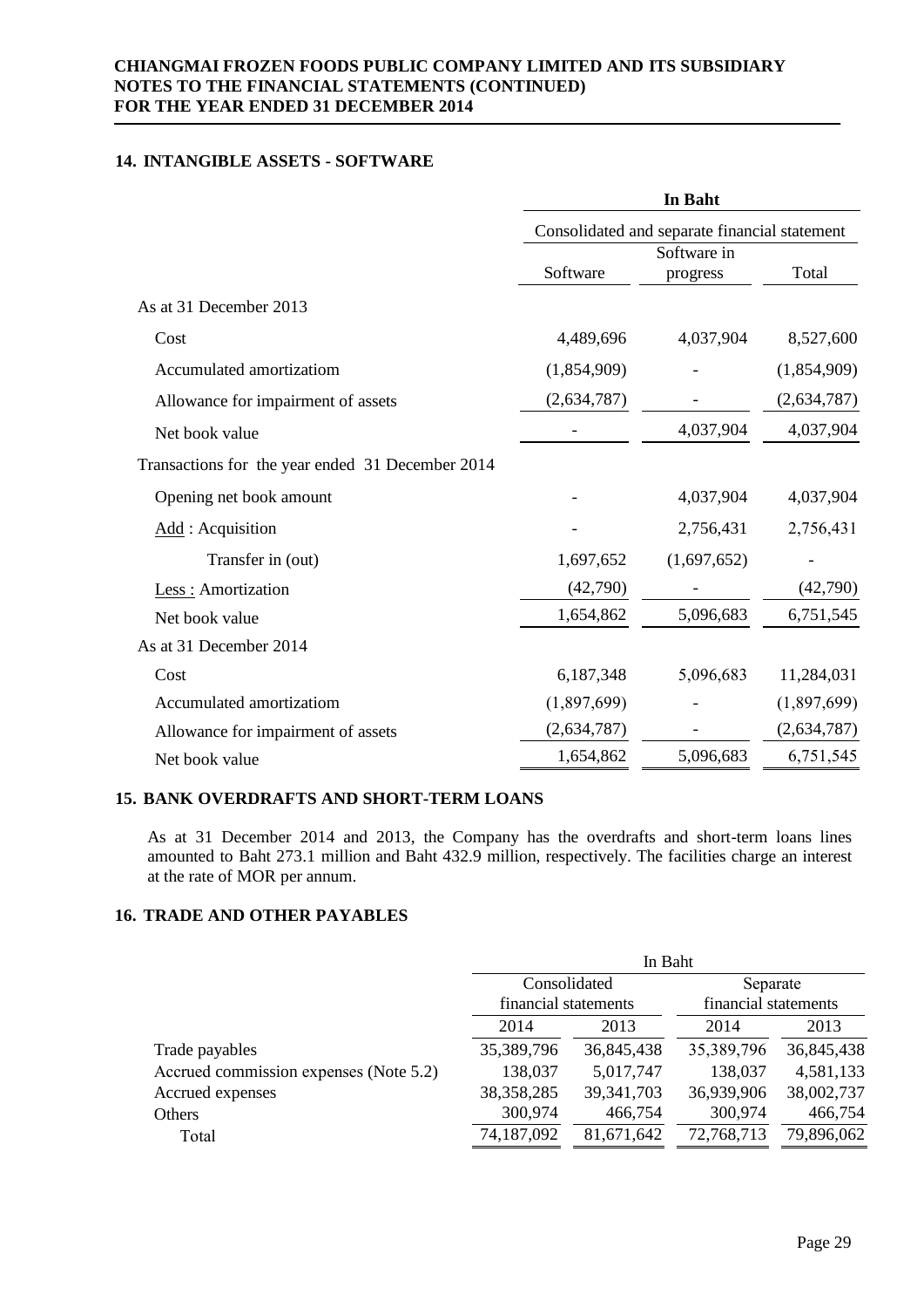## 14. INTANGIBLE ASSETS - SOFTWARE

| | In Baht | | |
|---|---|---|---|
| | Consolidated and separate financial statement | | |
| | Software | Software in progress | Total |
| As at 31 December 2013 | | | |
| Cost | 4,489,696 | 4,037,904 | 8,527,600 |
| Accumulated amortizatiom | (1,854,909) | - | (1,854,909) |
| Allowance for impairment of assets | (2,634,787) | - | (2,634,787) |
| Net book value | - | 4,037,904 | 4,037,904 |
| Transactions for the year ended 31 December 2014 | | | |
| Opening net book amount | - | 4,037,904 | 4,037,904 |
| Add : Acquisition | - | 2,756,431 | 2,756,431 |
| Transfer in (out) | 1,697,652 | (1,697,652) | - |
| Less : Amortization | (42,790) | - | (42,790) |
| Net book value | 1,654,862 | 5,096,683 | 6,751,545 |
| As at 31 December 2014 | | | |
| Cost | 6,187,348 | 5,096,683 | 11,284,031 |
| Accumulated amortizatiom | (1,897,699) | - | (1,897,699) |
| Allowance for impairment of assets | (2,634,787) | - | (2,634,787) |
| Net book value | 1,654,862 | 5,096,683 | 6,751,545 |

## 15. BANK OVERDRAFTS AND SHORT-TERM LOANS

As at 31 December 2014 and 2013, the Company has the overdrafts and short-term loans lines amounted to Baht 273.1 million and Baht 432.9 million, respectively. The facilities charge an interest at the rate of MOR per annum.

## 16. TRADE AND OTHER PAYABLES

| | In Baht | | | |
|---|---|---|---|---|
| | Consolidated financial statements | | Separate financial statements | |
| | 2014 | 2013 | 2014 | 2013 |
| Trade payables | 35,389,796 | 36,845,438 | 35,389,796 | 36,845,438 |
| Accrued commission expenses (Note 5.2) | 138,037 | 5,017,747 | 138,037 | 4,581,133 |
| Accrued expenses | 38,358,285 | 39,341,703 | 36,939,906 | 38,002,737 |
| Others | 300,974 | 466,754 | 300,974 | 466,754 |
| Total | 74,187,092 | 81,671,642 | 72,768,713 | 79,896,062 |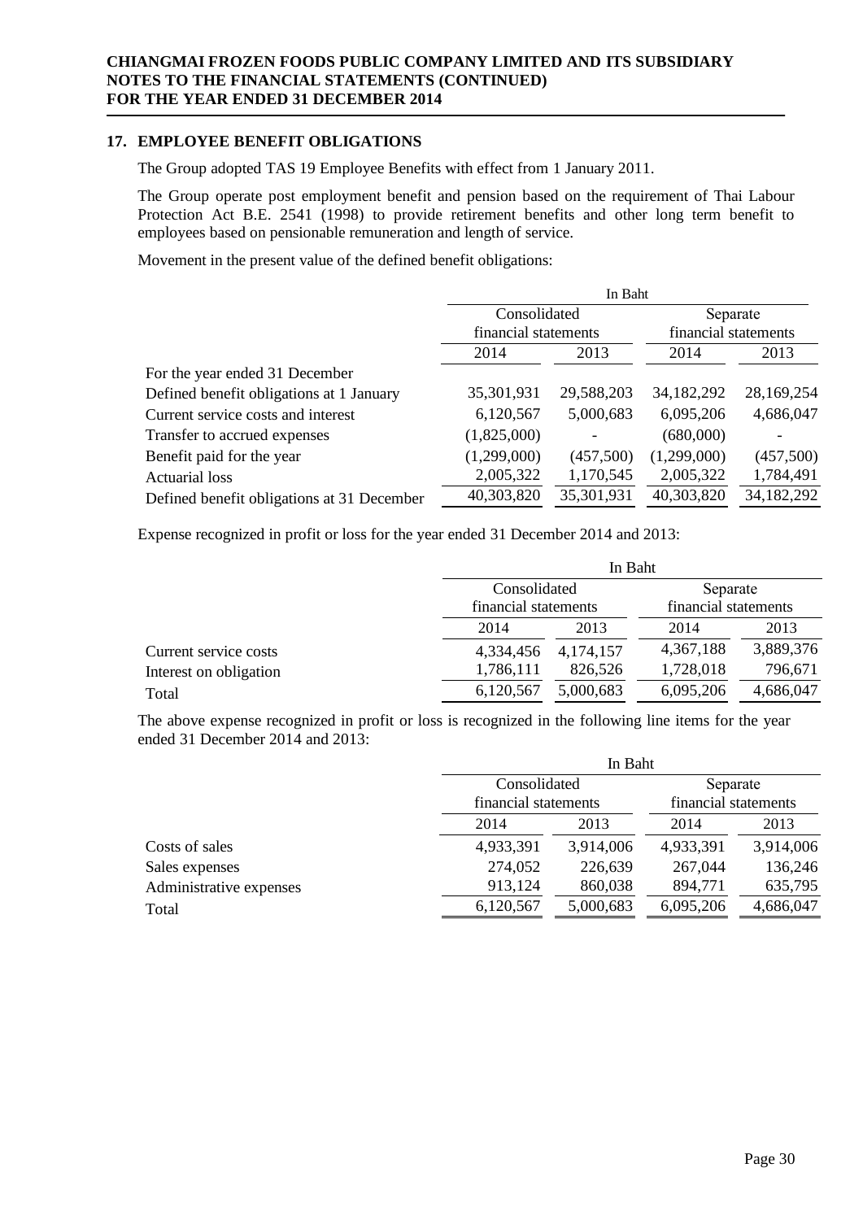## 17. EMPLOYEE BENEFIT OBLIGATIONS

The Group adopted TAS 19 Employee Benefits with effect from 1 January 2011.

The Group operate post employment benefit and pension based on the requirement of Thai Labour Protection Act B.E. 2541 (1998) to provide retirement benefits and other long term benefit to employees based on pensionable remuneration and length of service.

Movement in the present value of the defined benefit obligations:

| | In Baht | | | |
|---|---|---|---|---|
| | Consolidated financial statements | | Separate financial statements | |
| | 2014 | 2013 | 2014 | 2013 |
| For the year ended 31 December | | | | |
| Defined benefit obligations at 1 January | 35,301,931 | 29,588,203 | 34,182,292 | 28,169,254 |
| Current service costs and interest | 6,120,567 | 5,000,683 | 6,095,206 | 4,686,047 |
| Transfer to accrued expenses | (1,825,000) | - | (680,000) | - |
| Benefit paid for the year | (1,299,000) | (457,500) | (1,299,000) | (457,500) |
| Actuarial loss | 2,005,322 | 1,170,545 | 2,005,322 | 1,784,491 |
| Defined benefit obligations at 31 December | 40,303,820 | 35,301,931 | 40,303,820 | 34,182,292 |

Expense recognized in profit or loss for the year ended 31 December 2014 and 2013:

| | In Baht | | | |
|---|---|---|---|---|
| | Consolidated financial statements | | Separate financial statements | |
| | 2014 | 2013 | 2014 | 2013 |
| Current service costs | 4,334,456 | 4,174,157 | 4,367,188 | 3,889,376 |
| Interest on obligation | 1,786,111 | 826,526 | 1,728,018 | 796,671 |
| Total | 6,120,567 | 5,000,683 | 6,095,206 | 4,686,047 |

The above expense recognized in profit or loss is recognized in the following line items for the year ended 31 December 2014 and 2013:

| | In Baht | | | |
|---|---|---|---|---|
| | Consolidated financial statements | | Separate financial statements | |
| | 2014 | 2013 | 2014 | 2013 |
| Costs of sales | 4,933,391 | 3,914,006 | 4,933,391 | 3,914,006 |
| Sales expenses | 274,052 | 226,639 | 267,044 | 136,246 |
| Administrative expenses | 913,124 | 860,038 | 894,771 | 635,795 |
| Total | 6,120,567 | 5,000,683 | 6,095,206 | 4,686,047 |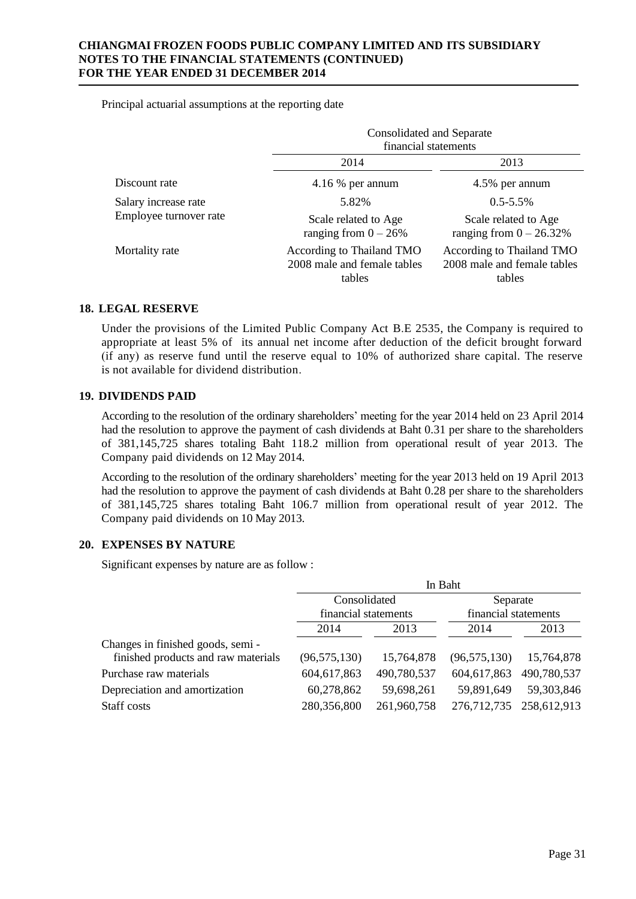Principal actuarial assumptions at the reporting date

| | Consolidated and Separate financial statements | |
|---|---|---|
| | 2014 | 2013 |
| Discount rate | 4.16 % per annum | 4.5% per annum |
| Salary increase rate | 5.82% | 0.5-5.5% |
| Employee turnover rate | Scale related to Age ranging from 0 – 26% | Scale related to Age ranging from 0 – 26.32% |
| Mortality rate | According to Thailand TMO 2008 male and female tables tables | According to Thailand TMO 2008 male and female tables tables |

## 18. LEGAL RESERVE

Under the provisions of the Limited Public Company Act B.E 2535, the Company is required to appropriate at least 5% of its annual net income after deduction of the deficit brought forward (if any) as reserve fund until the reserve equal to 10% of authorized share capital. The reserve is not available for dividend distribution.

## 19. DIVIDENDS PAID

According to the resolution of the ordinary shareholders' meeting for the year 2014 held on 23 April 2014 had the resolution to approve the payment of cash dividends at Baht 0.31 per share to the shareholders of 381,145,725 shares totaling Baht 118.2 million from operational result of year 2013. The Company paid dividends on 12 May 2014.

According to the resolution of the ordinary shareholders' meeting for the year 2013 held on 19 April 2013 had the resolution to approve the payment of cash dividends at Baht 0.28 per share to the shareholders of 381,145,725 shares totaling Baht 106.7 million from operational result of year 2012. The Company paid dividends on 10 May 2013.

## 20. EXPENSES BY NATURE

Significant expenses by nature are as follow :

| | In Baht | | | |
|---|---|---|---|---|
| | Consolidated financial statements | | Separate financial statements | |
| | 2014 | 2013 | 2014 | 2013 |
| Changes in finished goods, semi - finished products and raw materials | (96,575,130) | 15,764,878 | (96,575,130) | 15,764,878 |
| Purchase raw materials | 604,617,863 | 490,780,537 | 604,617,863 | 490,780,537 |
| Depreciation and amortization | 60,278,862 | 59,698,261 | 59,891,649 | 59,303,846 |
| Staff costs | 280,356,800 | 261,960,758 | 276,712,735 | 258,612,913 |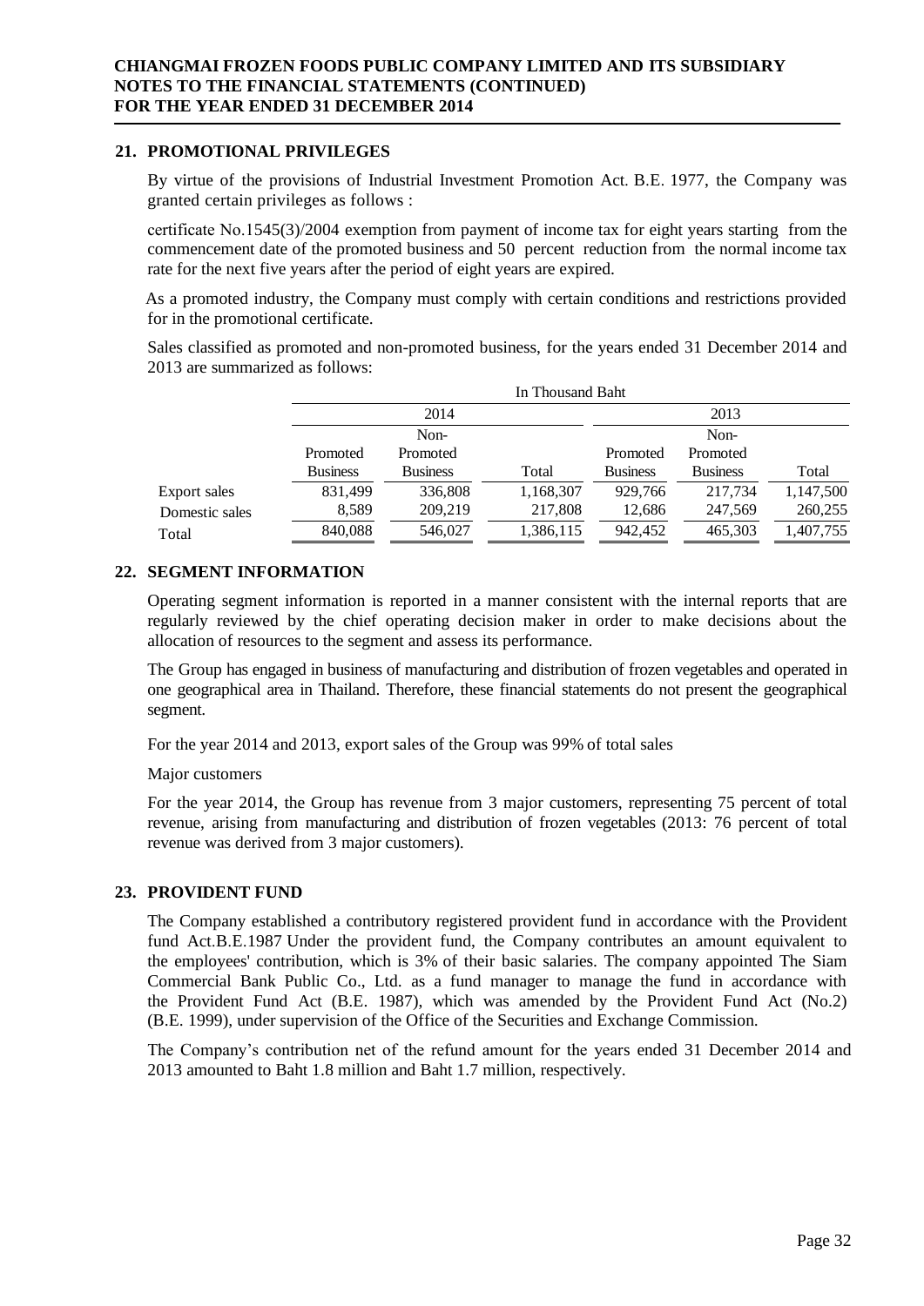## 21. PROMOTIONAL PRIVILEGES

By virtue of the provisions of Industrial Investment Promotion Act. B.E. 1977, the Company was granted certain privileges as follows :

certificate No.1545(3)/2004 exemption from payment of income tax for eight years starting from the commencement date of the promoted business and 50 percent reduction from the normal income tax rate for the next five years after the period of eight years are expired.

As a promoted industry, the Company must comply with certain conditions and restrictions provided for in the promotional certificate.

Sales classified as promoted and non-promoted business, for the years ended 31 December 2014 and 2013 are summarized as follows:

| | In Thousand Baht | | | | | |
|---|---|---|---|---|---|---|
| | 2014 | | | 2013 | | |
| | Promoted Business | Non-Promoted Business | Total | Promoted Business | Non-Promoted Business | Total |
| Export sales | 831,499 | 336,808 | 1,168,307 | 929,766 | 217,734 | 1,147,500 |
| Domestic sales | 8,589 | 209,219 | 217,808 | 12,686 | 247,569 | 260,255 |
| Total | 840,088 | 546,027 | 1,386,115 | 942,452 | 465,303 | 1,407,755 |

## 22. SEGMENT INFORMATION

Operating segment information is reported in a manner consistent with the internal reports that are regularly reviewed by the chief operating decision maker in order to make decisions about the allocation of resources to the segment and assess its performance.

The Group has engaged in business of manufacturing and distribution of frozen vegetables and operated in one geographical area in Thailand. Therefore, these financial statements do not present the geographical segment.

For the year 2014 and 2013, export sales of the Group was 99% of total sales

Major customers

For the year 2014, the Group has revenue from 3 major customers, representing 75 percent of total revenue, arising from manufacturing and distribution of frozen vegetables (2013: 76 percent of total revenue was derived from 3 major customers).

## 23. PROVIDENT FUND

The Company established a contributory registered provident fund in accordance with the Provident fund Act.B.E.1987 Under the provident fund, the Company contributes an amount equivalent to the employees' contribution, which is 3% of their basic salaries. The company appointed The Siam Commercial Bank Public Co., Ltd. as a fund manager to manage the fund in accordance with the Provident Fund Act (B.E. 1987), which was amended by the Provident Fund Act (No.2) (B.E. 1999), under supervision of the Office of the Securities and Exchange Commission.

The Company's contribution net of the refund amount for the years ended 31 December 2014 and 2013 amounted to Baht 1.8 million and Baht 1.7 million, respectively.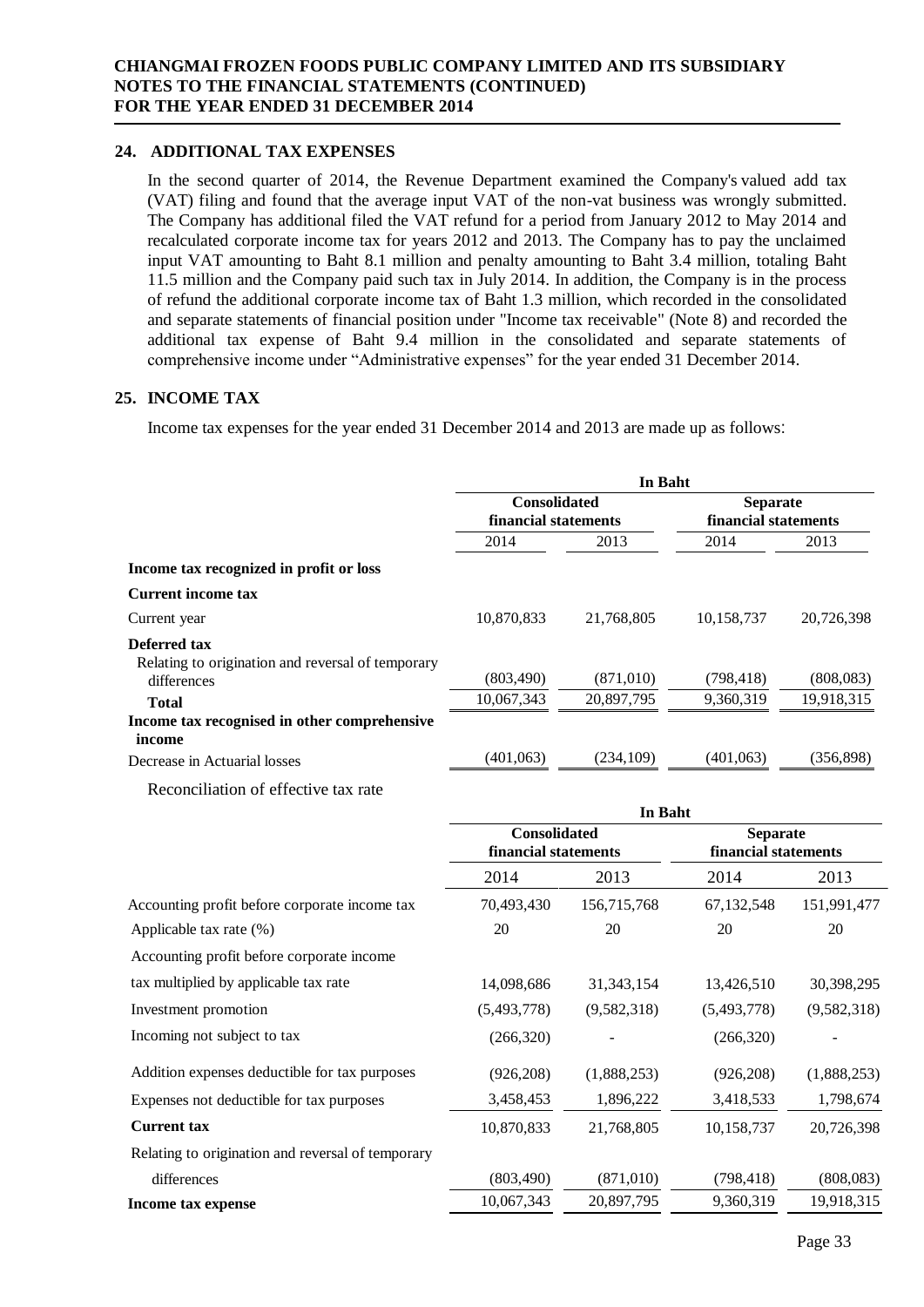## 24. ADDITIONAL TAX EXPENSES

In the second quarter of 2014, the Revenue Department examined the Company's valued add tax (VAT) filing and found that the average input VAT of the non-vat business was wrongly submitted. The Company has additional filed the VAT refund for a period from January 2012 to May 2014 and recalculated corporate income tax for years 2012 and 2013. The Company has to pay the unclaimed input VAT amounting to Baht 8.1 million and penalty amounting to Baht 3.4 million, totaling Baht 11.5 million and the Company paid such tax in July 2014. In addition, the Company is in the process of refund the additional corporate income tax of Baht 1.3 million, which recorded in the consolidated and separate statements of financial position under "Income tax receivable" (Note 8) and recorded the additional tax expense of Baht 9.4 million in the consolidated and separate statements of comprehensive income under "Administrative expenses" for the year ended 31 December 2014.

## 25. INCOME TAX

Income tax expenses for the year ended 31 December 2014 and 2013 are made up as follows:

| | In Baht | | | |
|---|---|---|---|---|
| | Consolidated financial statements | | Separate financial statements | |
| | 2014 | 2013 | 2014 | 2013 |
| **Income tax recognized in profit or loss** | | | | |
| **Current income tax** | | | | |
| Current year | 10,870,833 | 21,768,805 | 10,158,737 | 20,726,398 |
| **Deferred tax** | | | | |
| Relating to origination and reversal of temporary differences | (803,490) | (871,010) | (798,418) | (808,083) |
| **Total** | 10,067,343 | 20,897,795 | 9,360,319 | 19,918,315 |
| **Income tax recognised in other comprehensive income** | | | | |
| Decrease in Actuarial losses | (401,063) | (234,109) | (401,063) | (356,898) |

Reconciliation of effective tax rate

| | In Baht | | | |
|---|---|---|---|---|
| | Consolidated financial statements | | Separate financial statements | |
| | 2014 | 2013 | 2014 | 2013 |
| Accounting profit before corporate income tax | 70,493,430 | 156,715,768 | 67,132,548 | 151,991,477 |
| Applicable tax rate (%) | 20 | 20 | 20 | 20 |
| Accounting profit before corporate income tax multiplied by applicable tax rate | 14,098,686 | 31,343,154 | 13,426,510 | 30,398,295 |
| Investment promotion | (5,493,778) | (9,582,318) | (5,493,778) | (9,582,318) |
| Incoming not subject to tax | (266,320) | - | (266,320) | - |
| Addition expenses deductible for tax purposes | (926,208) | (1,888,253) | (926,208) | (1,888,253) |
| Expenses not deductible for tax purposes | 3,458,453 | 1,896,222 | 3,418,533 | 1,798,674 |
| **Current tax** | 10,870,833 | 21,768,805 | 10,158,737 | 20,726,398 |
| Relating to origination and reversal of temporary differences | (803,490) | (871,010) | (798,418) | (808,083) |
| **Income tax expense** | 10,067,343 | 20,897,795 | 9,360,319 | 19,918,315 |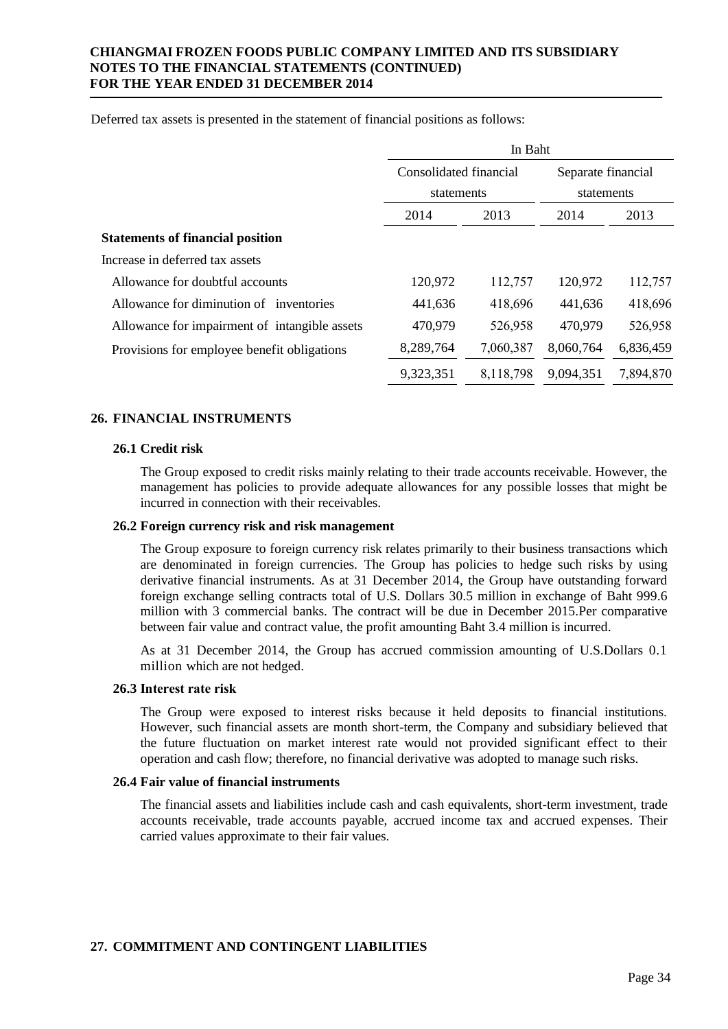Deferred tax assets is presented in the statement of financial positions as follows:

| | In Baht | | | |
|---|---|---|---|---|
| | Consolidated financial statements | | Separate financial statements | |
| | 2014 | 2013 | 2014 | 2013 |
| **Statements of financial position** | | | | |
| Increase in deferred tax assets | | | | |
| Allowance for doubtful accounts | 120,972 | 112,757 | 120,972 | 112,757 |
| Allowance for diminution of inventories | 441,636 | 418,696 | 441,636 | 418,696 |
| Allowance for impairment of intangible assets | 470,979 | 526,958 | 470,979 | 526,958 |
| Provisions for employee benefit obligations | 8,289,764 | 7,060,387 | 8,060,764 | 6,836,459 |
| | 9,323,351 | 8,118,798 | 9,094,351 | 7,894,870 |

## 26. FINANCIAL INSTRUMENTS

### 26.1 Credit risk

The Group exposed to credit risks mainly relating to their trade accounts receivable. However, the management has policies to provide adequate allowances for any possible losses that might be incurred in connection with their receivables.

### 26.2 Foreign currency risk and risk management

The Group exposure to foreign currency risk relates primarily to their business transactions which are denominated in foreign currencies. The Group has policies to hedge such risks by using derivative financial instruments. As at 31 December 2014, the Group have outstanding forward foreign exchange selling contracts total of U.S. Dollars 30.5 million in exchange of Baht 999.6 million with 3 commercial banks. The contract will be due in December 2015.Per comparative between fair value and contract value, the profit amounting Baht 3.4 million is incurred.

As at 31 December 2014, the Group has accrued commission amounting of U.S.Dollars 0.1 million which are not hedged.

### 26.3 Interest rate risk

The Group were exposed to interest risks because it held deposits to financial institutions. However, such financial assets are month short-term, the Company and subsidiary believed that the future fluctuation on market interest rate would not provided significant effect to their operation and cash flow; therefore, no financial derivative was adopted to manage such risks.

### 26.4 Fair value of financial instruments

The financial assets and liabilities include cash and cash equivalents, short-term investment, trade accounts receivable, trade accounts payable, accrued income tax and accrued expenses. Their carried values approximate to their fair values.

## 27. COMMITMENT AND CONTINGENT LIABILITIES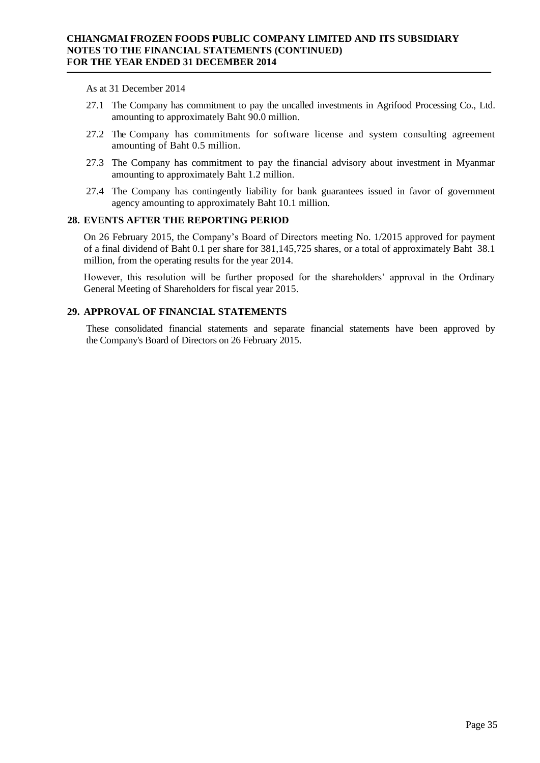As at 31 December 2014

27.1 The Company has commitment to pay the uncalled investments in Agrifood Processing Co., Ltd. amounting to approximately Baht 90.0 million.

27.2 The Company has commitments for software license and system consulting agreement amounting of Baht 0.5 million.

27.3 The Company has commitment to pay the financial advisory about investment in Myanmar amounting to approximately Baht 1.2 million.

27.4 The Company has contingently liability for bank guarantees issued in favor of government agency amounting to approximately Baht 10.1 million.

## 28. EVENTS AFTER THE REPORTING PERIOD

On 26 February 2015, the Company's Board of Directors meeting No. 1/2015 approved for payment of a final dividend of Baht 0.1 per share for 381,145,725 shares, or a total of approximately Baht 38.1 million, from the operating results for the year 2014.

However, this resolution will be further proposed for the shareholders' approval in the Ordinary General Meeting of Shareholders for fiscal year 2015.

## 29. APPROVAL OF FINANCIAL STATEMENTS

These consolidated financial statements and separate financial statements have been approved by the Company's Board of Directors on 26 February 2015.